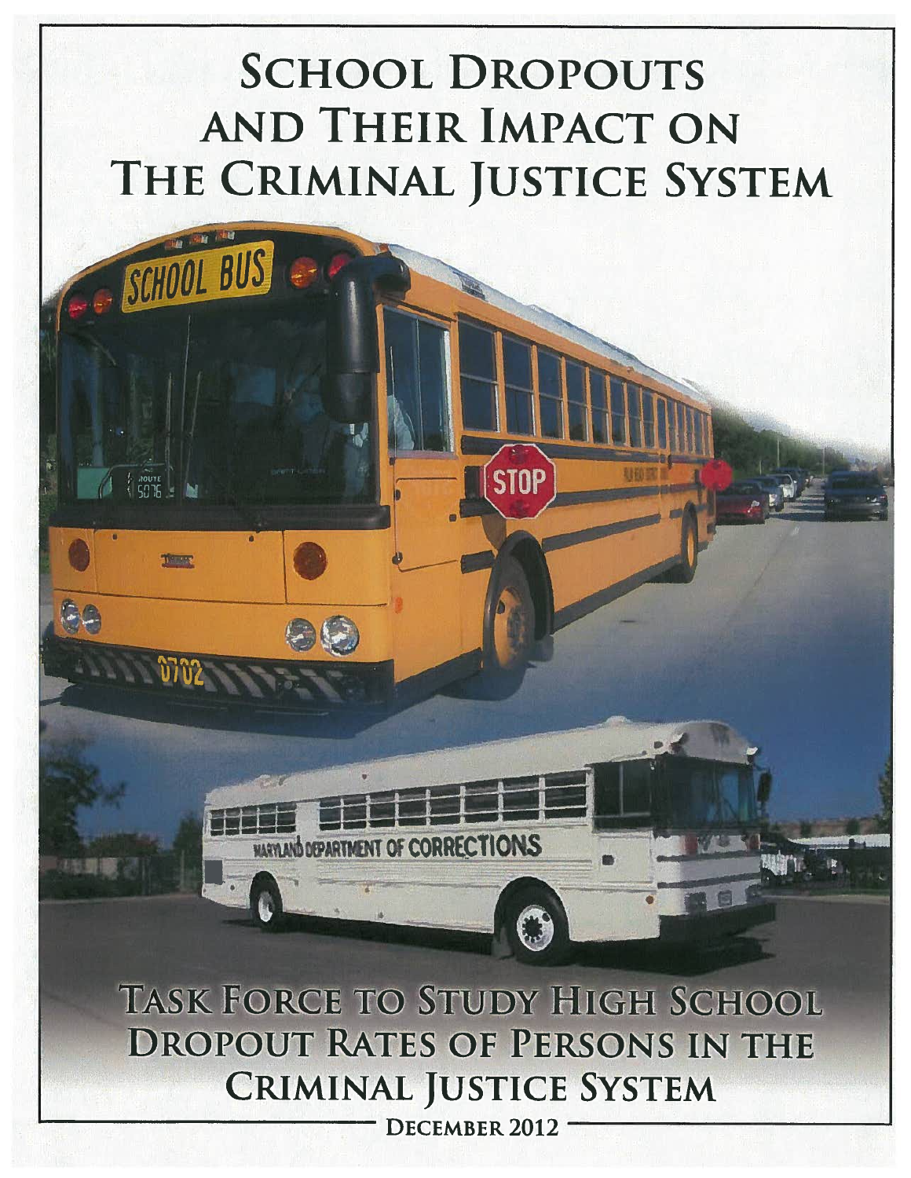# School Dropouts and Their Impact on The Criminal Justice System

## Task Force to Study High School Dropout Rates of Persons in the Criminal Justice System

December 2012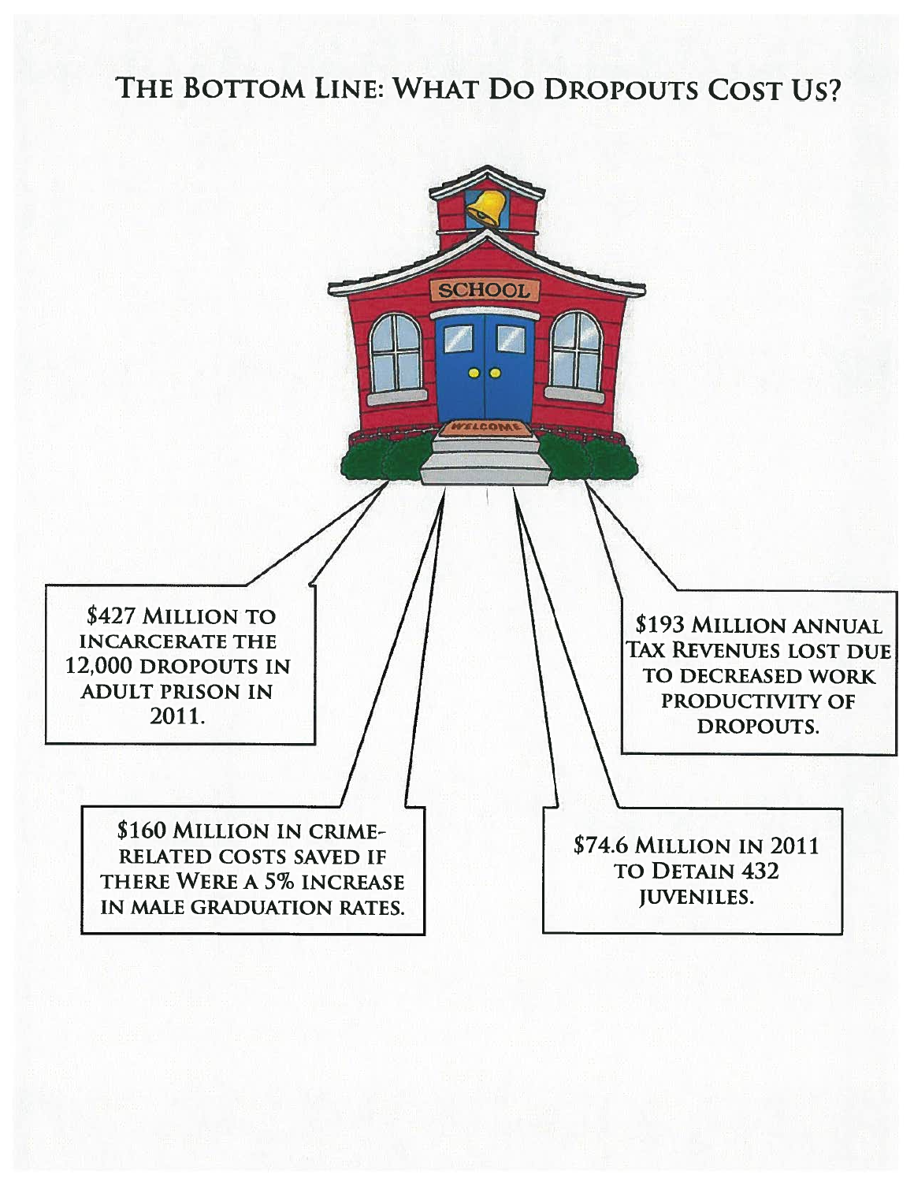# The Bottom Line: What Do Dropouts Cost Us?

$427 Million to incarcerate the 12,000 dropouts in adult prison in 2011.

$193 Million annual tax revenues lost due to decreased work productivity of dropouts.

$160 Million in crime-related costs saved if there were a 5% increase in male graduation rates.

$74.6 Million in 2011 to detain 432 juveniles.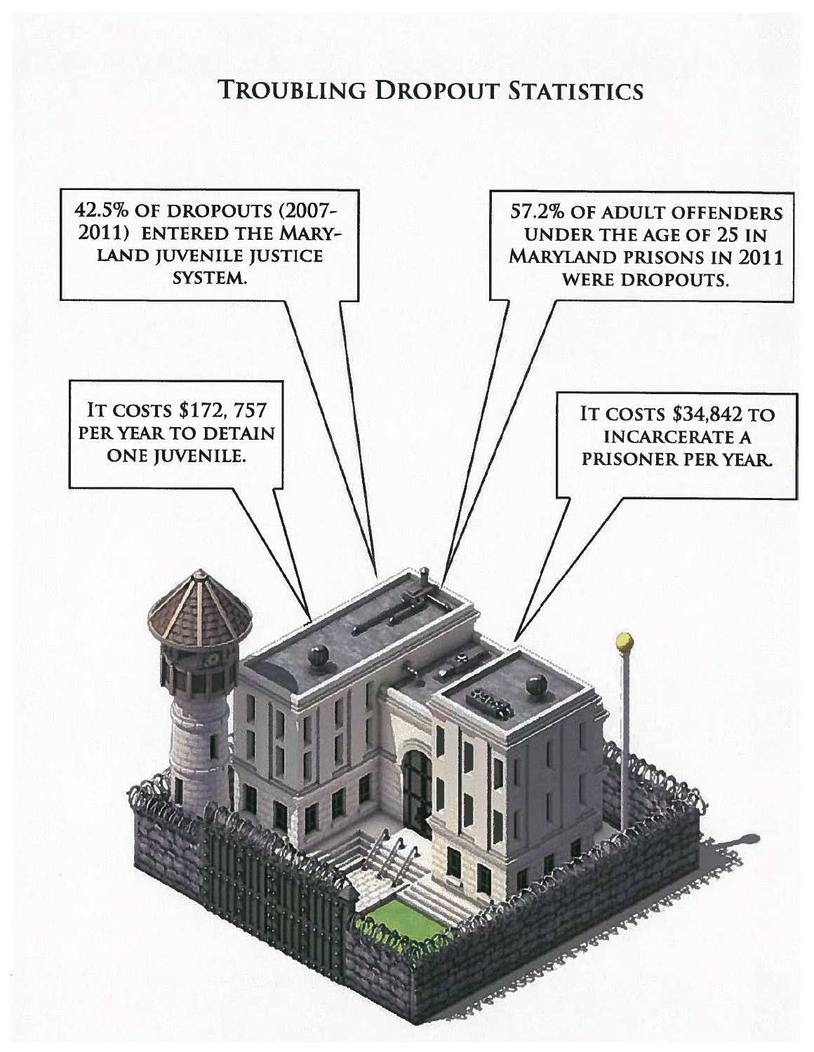# Troubling Dropout Statistics

42.5% of dropouts (2007-2011) entered the Maryland juvenile justice system.

57.2% of adult offenders under the age of 25 in Maryland prisons in 2011 were dropouts.

It costs $172, 757 per year to detain one juvenile.

It costs $34,842 to incarcerate a prisoner per year.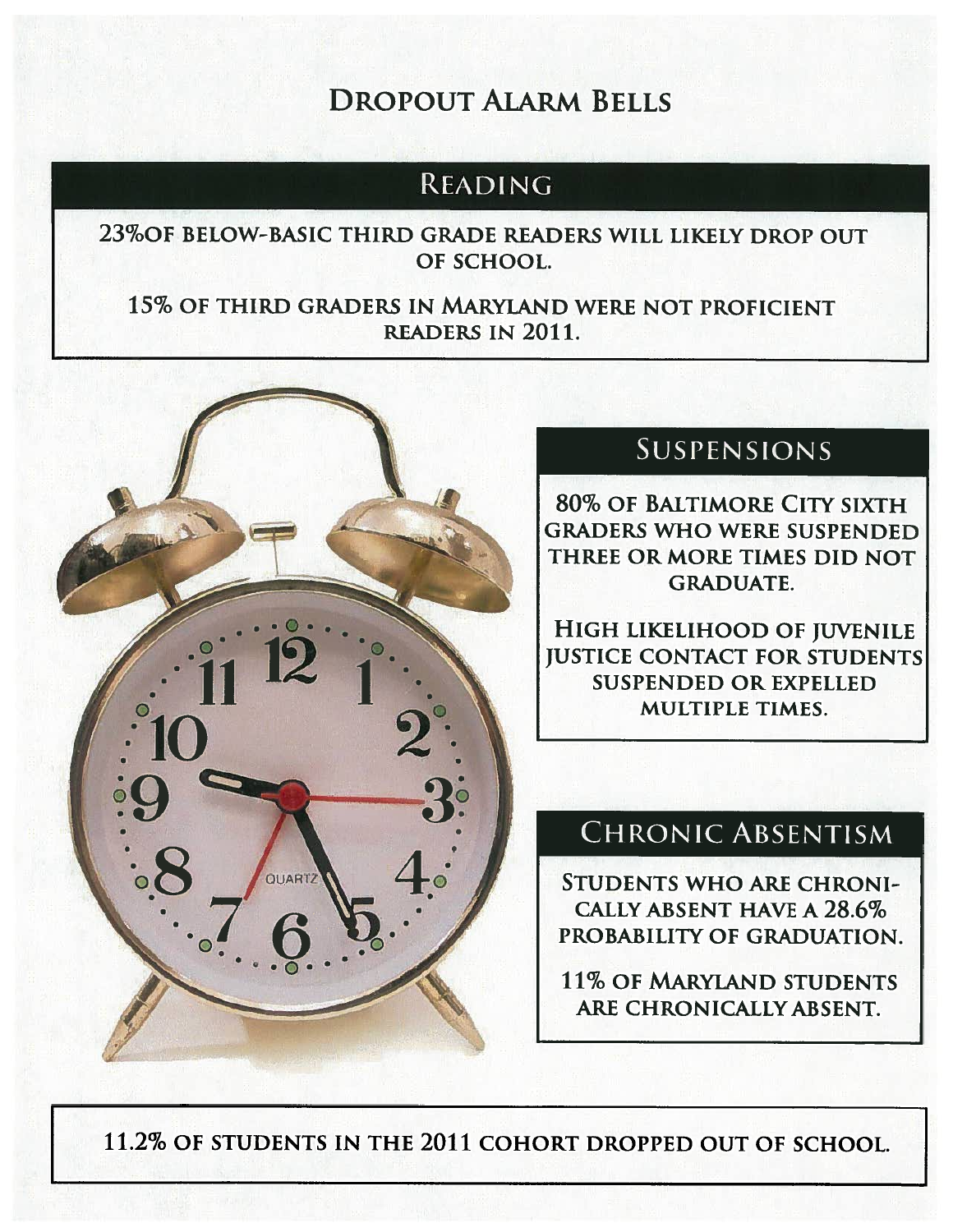# Dropout Alarm Bells

## Reading

23%of below-basic third grade readers will likely drop out of school.

15% of third graders in Maryland were not proficient readers in 2011.

## Suspensions

80% of Baltimore City sixth graders who were suspended three or more times did not graduate.

High likelihood of juvenile justice contact for students suspended or expelled multiple times.

## Chronic Absentism

Students who are chronically absent have a 28.6% probability of graduation.

11% of Maryland students are chronically absent.

11.2% of students in the 2011 cohort dropped out of school.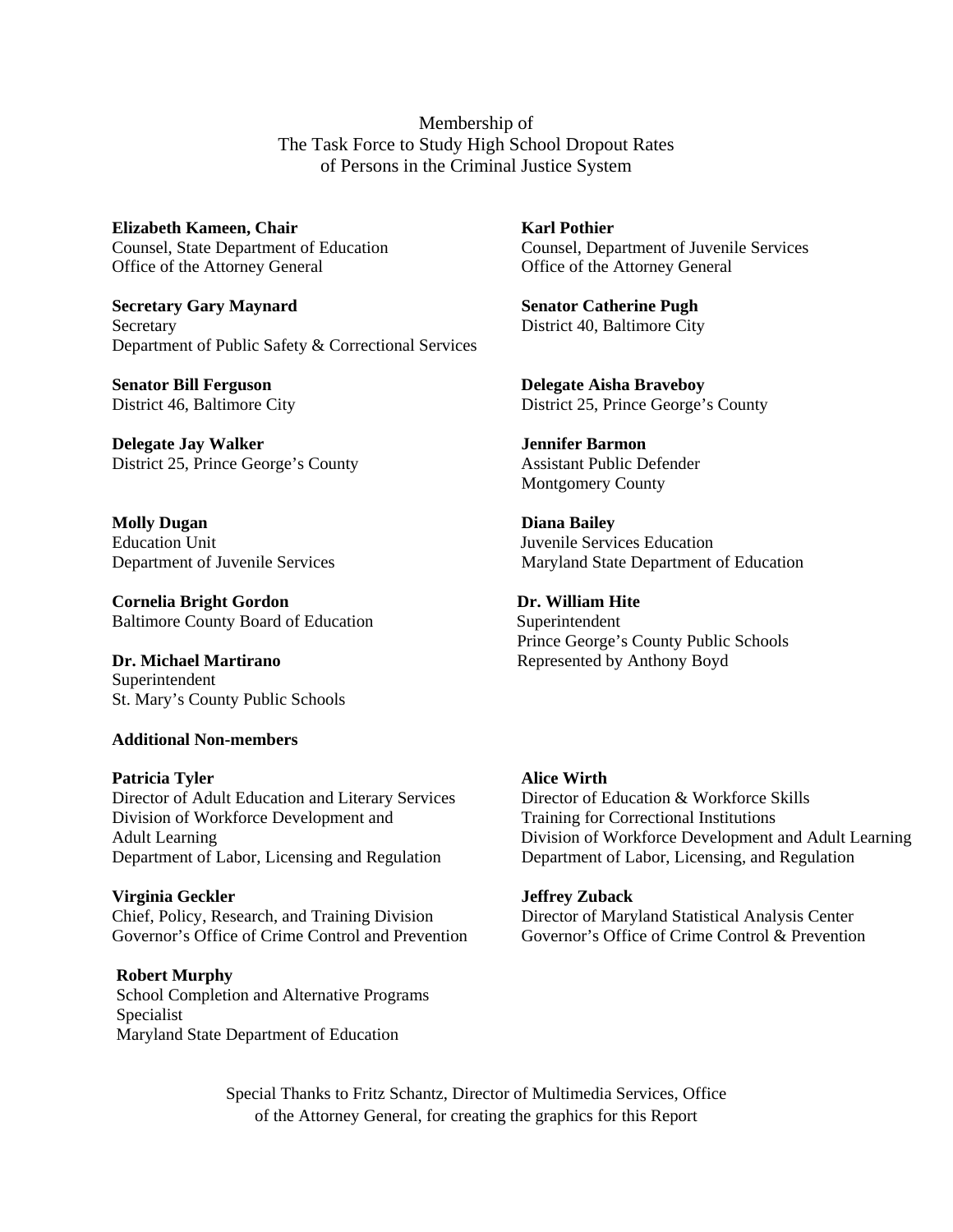# Membership of The Task Force to Study High School Dropout Rates of Persons in the Criminal Justice System

**Elizabeth Kameen, Chair**
Counsel, State Department of Education
Office of the Attorney General

**Karl Pothier**
Counsel, Department of Juvenile Services
Office of the Attorney General

**Secretary Gary Maynard**
Secretary
Department of Public Safety & Correctional Services

**Senator Catherine Pugh**
District 40, Baltimore City

**Senator Bill Ferguson**
District 46, Baltimore City

**Delegate Aisha Braveboy**
District 25, Prince George's County

**Delegate Jay Walker**
District 25, Prince George's County

**Jennifer Barmon**
Assistant Public Defender
Montgomery County

**Molly Dugan**
Education Unit
Department of Juvenile Services

**Diana Bailey**
Juvenile Services Education
Maryland State Department of Education

**Cornelia Bright Gordon**
Baltimore County Board of Education

**Dr. William Hite**
Superintendent
Prince George's County Public Schools
Represented by Anthony Boyd

**Dr. Michael Martirano**
Superintendent
St. Mary's County Public Schools

**Additional Non-members**

**Patricia Tyler**
Director of Adult Education and Literary Services
Division of Workforce Development and
Adult Learning
Department of Labor, Licensing and Regulation

**Alice Wirth**
Director of Education & Workforce Skills
Training for Correctional Institutions
Division of Workforce Development and Adult Learning
Department of Labor, Licensing, and Regulation

**Virginia Geckler**
Chief, Policy, Research, and Training Division
Governor's Office of Crime Control and Prevention

**Jeffrey Zuback**
Director of Maryland Statistical Analysis Center
Governor's Office of Crime Control & Prevention

**Robert Murphy**
School Completion and Alternative Programs
Specialist
Maryland State Department of Education

Special Thanks to Fritz Schantz, Director of Multimedia Services, Office of the Attorney General, for creating the graphics for this Report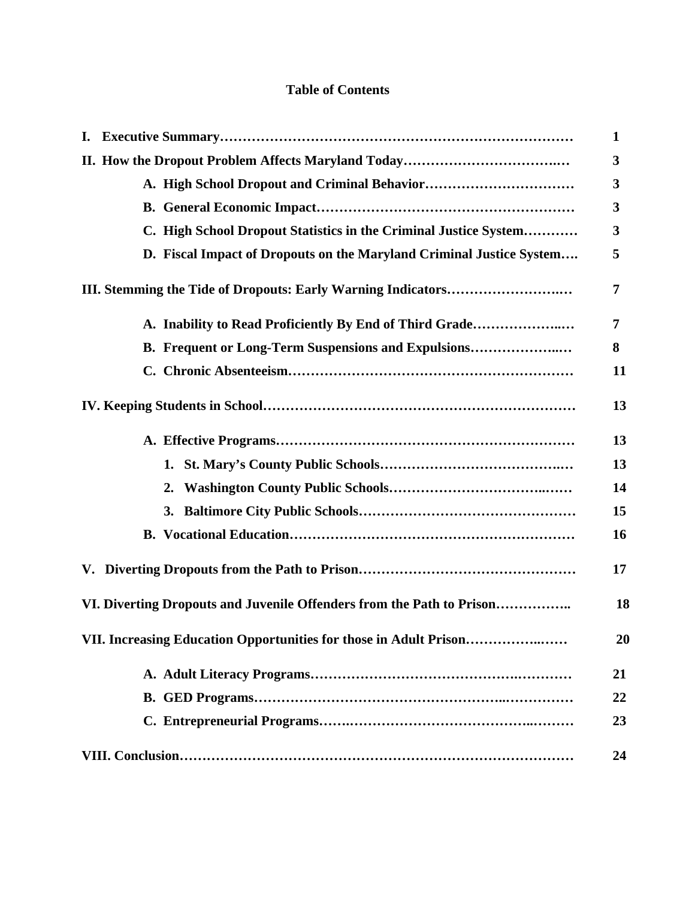# Table of Contents

| | |
|---|---|
| **I. Executive Summary** | **1** |
| **II. How the Dropout Problem Affects Maryland Today** | **3** |
| **A. High School Dropout and Criminal Behavior** | **3** |
| **B. General Economic Impact** | **3** |
| **C. High School Dropout Statistics in the Criminal Justice System** | **3** |
| **D. Fiscal Impact of Dropouts on the Maryland Criminal Justice System** | **5** |
| **III. Stemming the Tide of Dropouts: Early Warning Indicators** | **7** |
| **A. Inability to Read Proficiently By End of Third Grade** | **7** |
| **B. Frequent or Long-Term Suspensions and Expulsions** | **8** |
| **C. Chronic Absenteeism** | **11** |
| **IV. Keeping Students in School** | **13** |
| **A. Effective Programs** | **13** |
| **1. St. Mary's County Public Schools** | **13** |
| **2. Washington County Public Schools** | **14** |
| **3. Baltimore City Public Schools** | **15** |
| **B. Vocational Education** | **16** |
| **V. Diverting Dropouts from the Path to Prison** | **17** |
| **VI. Diverting Dropouts and Juvenile Offenders from the Path to Prison** | **18** |
| **VII. Increasing Education Opportunities for those in Adult Prison** | **20** |
| **A. Adult Literacy Programs** | **21** |
| **B. GED Programs** | **22** |
| **C. Entrepreneurial Programs** | **23** |
| **VIII. Conclusion** | **24** |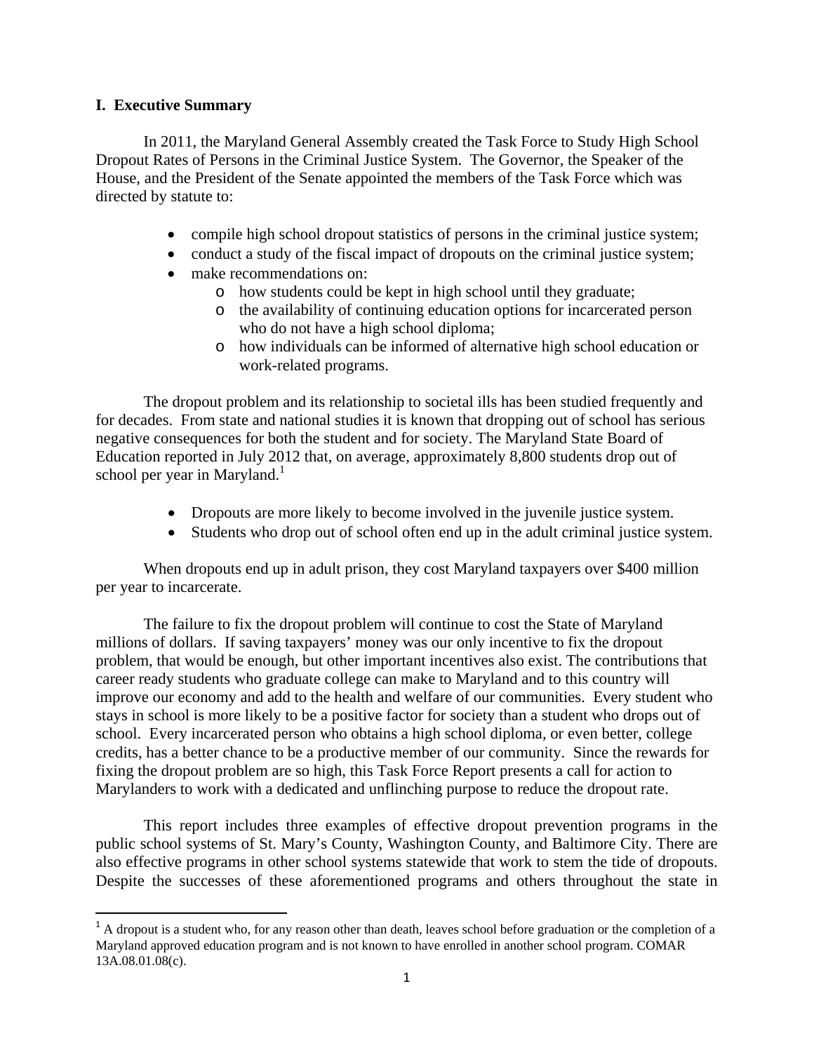## I. Executive Summary

In 2011, the Maryland General Assembly created the Task Force to Study High School Dropout Rates of Persons in the Criminal Justice System. The Governor, the Speaker of the House, and the President of the Senate appointed the members of the Task Force which was directed by statute to:

- compile high school dropout statistics of persons in the criminal justice system;
- conduct a study of the fiscal impact of dropouts on the criminal justice system;
- make recommendations on:
  - how students could be kept in high school until they graduate;
  - the availability of continuing education options for incarcerated person who do not have a high school diploma;
  - how individuals can be informed of alternative high school education or work-related programs.

The dropout problem and its relationship to societal ills has been studied frequently and for decades. From state and national studies it is known that dropping out of school has serious negative consequences for both the student and for society. The Maryland State Board of Education reported in July 2012 that, on average, approximately 8,800 students drop out of school per year in Maryland.[1]

- Dropouts are more likely to become involved in the juvenile justice system.
- Students who drop out of school often end up in the adult criminal justice system.

When dropouts end up in adult prison, they cost Maryland taxpayers over $400 million per year to incarcerate.

The failure to fix the dropout problem will continue to cost the State of Maryland millions of dollars. If saving taxpayers' money was our only incentive to fix the dropout problem, that would be enough, but other important incentives also exist. The contributions that career ready students who graduate college can make to Maryland and to this country will improve our economy and add to the health and welfare of our communities. Every student who stays in school is more likely to be a positive factor for society than a student who drops out of school. Every incarcerated person who obtains a high school diploma, or even better, college credits, has a better chance to be a productive member of our community. Since the rewards for fixing the dropout problem are so high, this Task Force Report presents a call for action to Marylanders to work with a dedicated and unflinching purpose to reduce the dropout rate.

This report includes three examples of effective dropout prevention programs in the public school systems of St. Mary's County, Washington County, and Baltimore City. There are also effective programs in other school systems statewide that work to stem the tide of dropouts. Despite the successes of these aforementioned programs and others throughout the state in

---

[1] A dropout is a student who, for any reason other than death, leaves school before graduation or the completion of a Maryland approved education program and is not known to have enrolled in another school program. COMAR 13A.08.01.08(c).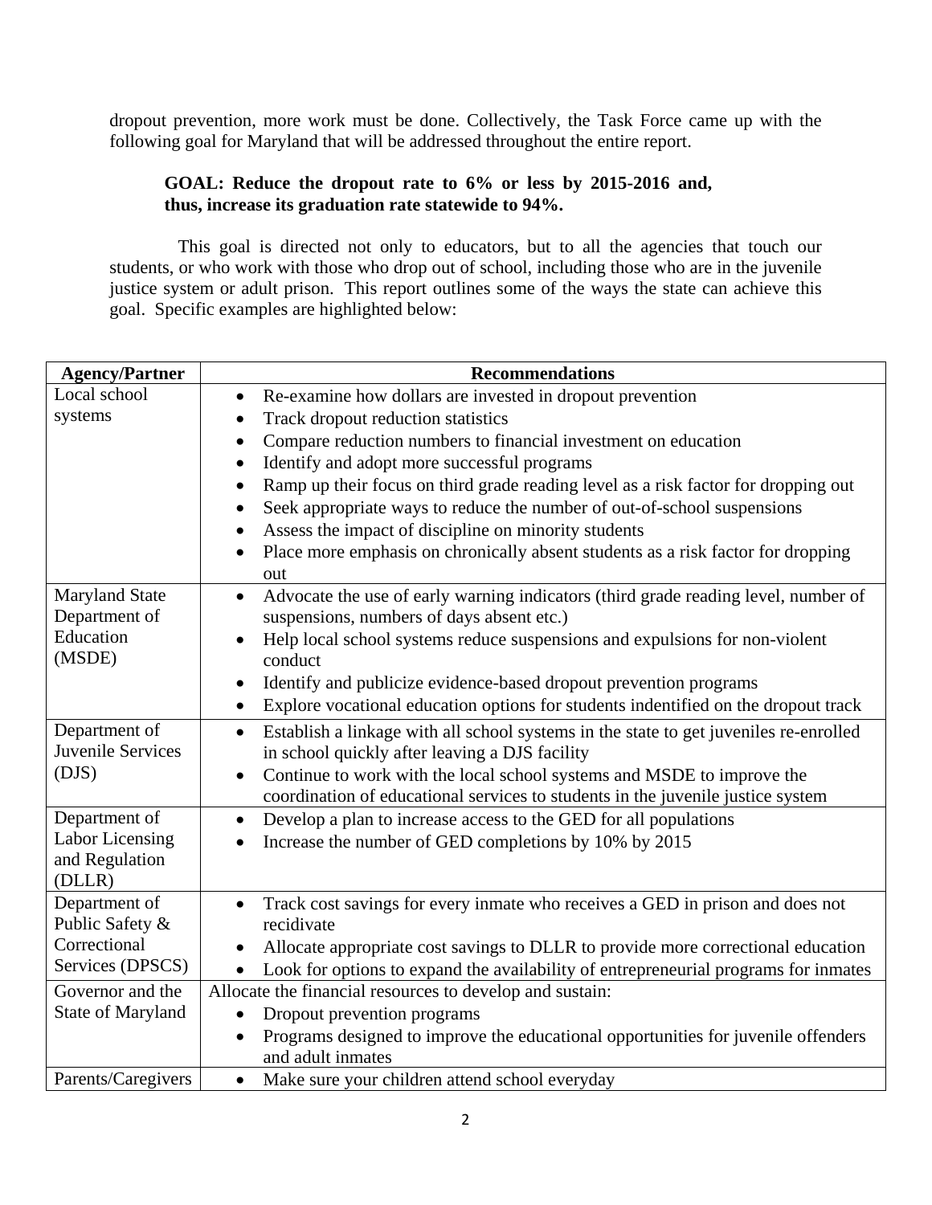dropout prevention, more work must be done. Collectively, the Task Force came up with the following goal for Maryland that will be addressed throughout the entire report.

**GOAL: Reduce the dropout rate to 6% or less by 2015-2016 and, thus, increase its graduation rate statewide to 94%.**

This goal is directed not only to educators, but to all the agencies that touch our students, or who work with those who drop out of school, including those who are in the juvenile justice system or adult prison. This report outlines some of the ways the state can achieve this goal. Specific examples are highlighted below:

| Agency/Partner | Recommendations |
|---|---|
| Local school systems | • Re-examine how dollars are invested in dropout prevention<br>• Track dropout reduction statistics<br>• Compare reduction numbers to financial investment on education<br>• Identify and adopt more successful programs<br>• Ramp up their focus on third grade reading level as a risk factor for dropping out<br>• Seek appropriate ways to reduce the number of out-of-school suspensions<br>• Assess the impact of discipline on minority students<br>• Place more emphasis on chronically absent students as a risk factor for dropping out |
| Maryland State Department of Education (MSDE) | • Advocate the use of early warning indicators (third grade reading level, number of suspensions, numbers of days absent etc.)<br>• Help local school systems reduce suspensions and expulsions for non-violent conduct<br>• Identify and publicize evidence-based dropout prevention programs<br>• Explore vocational education options for students indentified on the dropout track |
| Department of Juvenile Services (DJS) | • Establish a linkage with all school systems in the state to get juveniles re-enrolled in school quickly after leaving a DJS facility<br>• Continue to work with the local school systems and MSDE to improve the coordination of educational services to students in the juvenile justice system |
| Department of Labor Licensing and Regulation (DLLR) | • Develop a plan to increase access to the GED for all populations<br>• Increase the number of GED completions by 10% by 2015 |
| Department of Public Safety & Correctional Services (DPSCS) | • Track cost savings for every inmate who receives a GED in prison and does not recidivate<br>• Allocate appropriate cost savings to DLLR to provide more correctional education<br>• Look for options to expand the availability of entrepreneurial programs for inmates |
| Governor and the State of Maryland | Allocate the financial resources to develop and sustain:<br>• Dropout prevention programs<br>• Programs designed to improve the educational opportunities for juvenile offenders and adult inmates |
| Parents/Caregivers | • Make sure your children attend school everyday |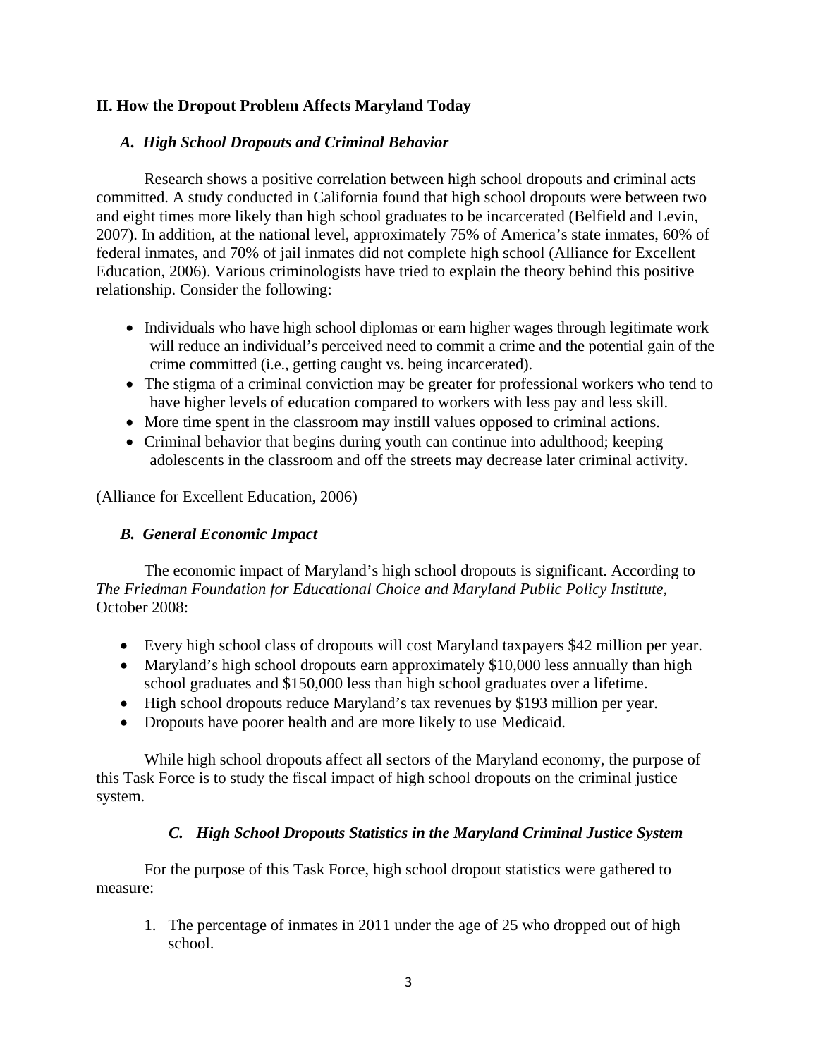## II. How the Dropout Problem Affects Maryland Today

### *A. High School Dropouts and Criminal Behavior*

Research shows a positive correlation between high school dropouts and criminal acts committed. A study conducted in California found that high school dropouts were between two and eight times more likely than high school graduates to be incarcerated (Belfield and Levin, 2007). In addition, at the national level, approximately 75% of America's state inmates, 60% of federal inmates, and 70% of jail inmates did not complete high school (Alliance for Excellent Education, 2006). Various criminologists have tried to explain the theory behind this positive relationship. Consider the following:

- Individuals who have high school diplomas or earn higher wages through legitimate work will reduce an individual's perceived need to commit a crime and the potential gain of the crime committed (i.e., getting caught vs. being incarcerated).
- The stigma of a criminal conviction may be greater for professional workers who tend to have higher levels of education compared to workers with less pay and less skill.
- More time spent in the classroom may instill values opposed to criminal actions.
- Criminal behavior that begins during youth can continue into adulthood; keeping adolescents in the classroom and off the streets may decrease later criminal activity.

(Alliance for Excellent Education, 2006)

### *B. General Economic Impact*

The economic impact of Maryland's high school dropouts is significant. According to *The Friedman Foundation for Educational Choice and Maryland Public Policy Institute,* October 2008:

- Every high school class of dropouts will cost Maryland taxpayers $42 million per year.
- Maryland's high school dropouts earn approximately $10,000 less annually than high school graduates and $150,000 less than high school graduates over a lifetime.
- High school dropouts reduce Maryland's tax revenues by $193 million per year.
- Dropouts have poorer health and are more likely to use Medicaid.

While high school dropouts affect all sectors of the Maryland economy, the purpose of this Task Force is to study the fiscal impact of high school dropouts on the criminal justice system.

### *C. High School Dropouts Statistics in the Maryland Criminal Justice System*

For the purpose of this Task Force, high school dropout statistics were gathered to measure:

1. The percentage of inmates in 2011 under the age of 25 who dropped out of high school.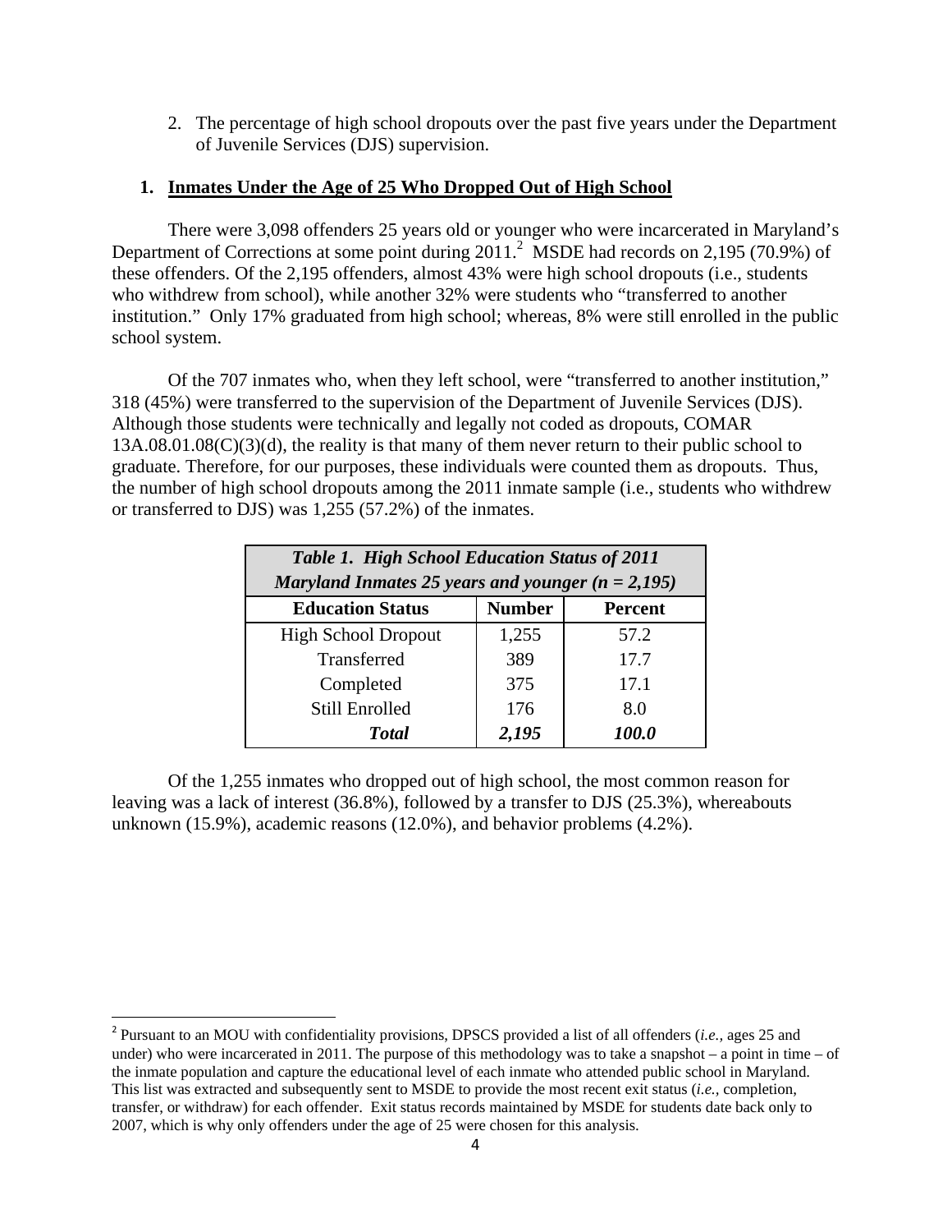2. The percentage of high school dropouts over the past five years under the Department of Juvenile Services (DJS) supervision.

## 1. Inmates Under the Age of 25 Who Dropped Out of High School

There were 3,098 offenders 25 years old or younger who were incarcerated in Maryland's Department of Corrections at some point during 2011.[2] MSDE had records on 2,195 (70.9%) of these offenders. Of the 2,195 offenders, almost 43% were high school dropouts (i.e., students who withdrew from school), while another 32% were students who "transferred to another institution." Only 17% graduated from high school; whereas, 8% were still enrolled in the public school system.

Of the 707 inmates who, when they left school, were "transferred to another institution," 318 (45%) were transferred to the supervision of the Department of Juvenile Services (DJS). Although those students were technically and legally not coded as dropouts, COMAR 13A.08.01.08(C)(3)(d), the reality is that many of them never return to their public school to graduate. Therefore, for our purposes, these individuals were counted them as dropouts. Thus, the number of high school dropouts among the 2011 inmate sample (i.e., students who withdrew or transferred to DJS) was 1,255 (57.2%) of the inmates.

***Table 1. High School Education Status of 2011 Maryland Inmates 25 years and younger (n = 2,195)***

| Education Status | Number | Percent |
|---|---|---|
| High School Dropout | 1,255 | 57.2 |
| Transferred | 389 | 17.7 |
| Completed | 375 | 17.1 |
| Still Enrolled | 176 | 8.0 |
| ***Total*** | ***2,195*** | ***100.0*** |

Of the 1,255 inmates who dropped out of high school, the most common reason for leaving was a lack of interest (36.8%), followed by a transfer to DJS (25.3%), whereabouts unknown (15.9%), academic reasons (12.0%), and behavior problems (4.2%).

[2] Pursuant to an MOU with confidentiality provisions, DPSCS provided a list of all offenders (*i.e.*, ages 25 and under) who were incarcerated in 2011. The purpose of this methodology was to take a snapshot – a point in time – of the inmate population and capture the educational level of each inmate who attended public school in Maryland. This list was extracted and subsequently sent to MSDE to provide the most recent exit status (*i.e.*, completion, transfer, or withdraw) for each offender. Exit status records maintained by MSDE for students date back only to 2007, which is why only offenders under the age of 25 were chosen for this analysis.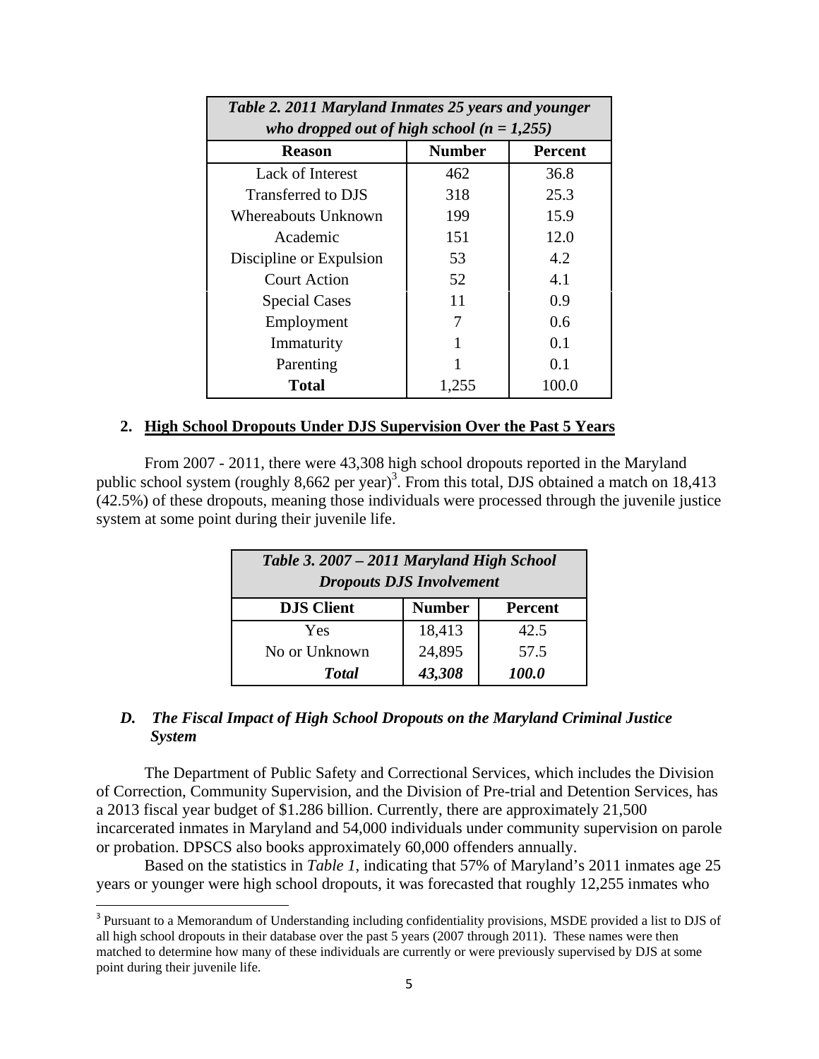| *Table 2. 2011 Maryland Inmates 25 years and younger who dropped out of high school (n = 1,255)* | | |
|---|---|---|
| **Reason** | **Number** | **Percent** |
| Lack of Interest | 462 | 36.8 |
| Transferred to DJS | 318 | 25.3 |
| Whereabouts Unknown | 199 | 15.9 |
| Academic | 151 | 12.0 |
| Discipline or Expulsion | 53 | 4.2 |
| Court Action | 52 | 4.1 |
| Special Cases | 11 | 0.9 |
| Employment | 7 | 0.6 |
| Immaturity | 1 | 0.1 |
| Parenting | 1 | 0.1 |
| **Total** | 1,255 | 100.0 |

**2. <u>High School Dropouts Under DJS Supervision Over the Past 5 Years</u>**

From 2007 - 2011, there were 43,308 high school dropouts reported in the Maryland public school system (roughly 8,662 per year)[3]. From this total, DJS obtained a match on 18,413 (42.5%) of these dropouts, meaning those individuals were processed through the juvenile justice system at some point during their juvenile life.

| *Table 3. 2007 – 2011 Maryland High School Dropouts DJS Involvement* | | |
|---|---|---|
| **DJS Client** | **Number** | **Percent** |
| Yes | 18,413 | 42.5 |
| No or Unknown | 24,895 | 57.5 |
| ***Total*** | ***43,308*** | ***100.0*** |

### *D. The Fiscal Impact of High School Dropouts on the Maryland Criminal Justice System*

The Department of Public Safety and Correctional Services, which includes the Division of Correction, Community Supervision, and the Division of Pre-trial and Detention Services, has a 2013 fiscal year budget of $1.286 billion. Currently, there are approximately 21,500 incarcerated inmates in Maryland and 54,000 individuals under community supervision on parole or probation. DPSCS also books approximately 60,000 offenders annually.

Based on the statistics in *Table 1*, indicating that 57% of Maryland's 2011 inmates age 25 years or younger were high school dropouts, it was forecasted that roughly 12,255 inmates who

---

[3] Pursuant to a Memorandum of Understanding including confidentiality provisions, MSDE provided a list to DJS of all high school dropouts in their database over the past 5 years (2007 through 2011). These names were then matched to determine how many of these individuals are currently or were previously supervised by DJS at some point during their juvenile life.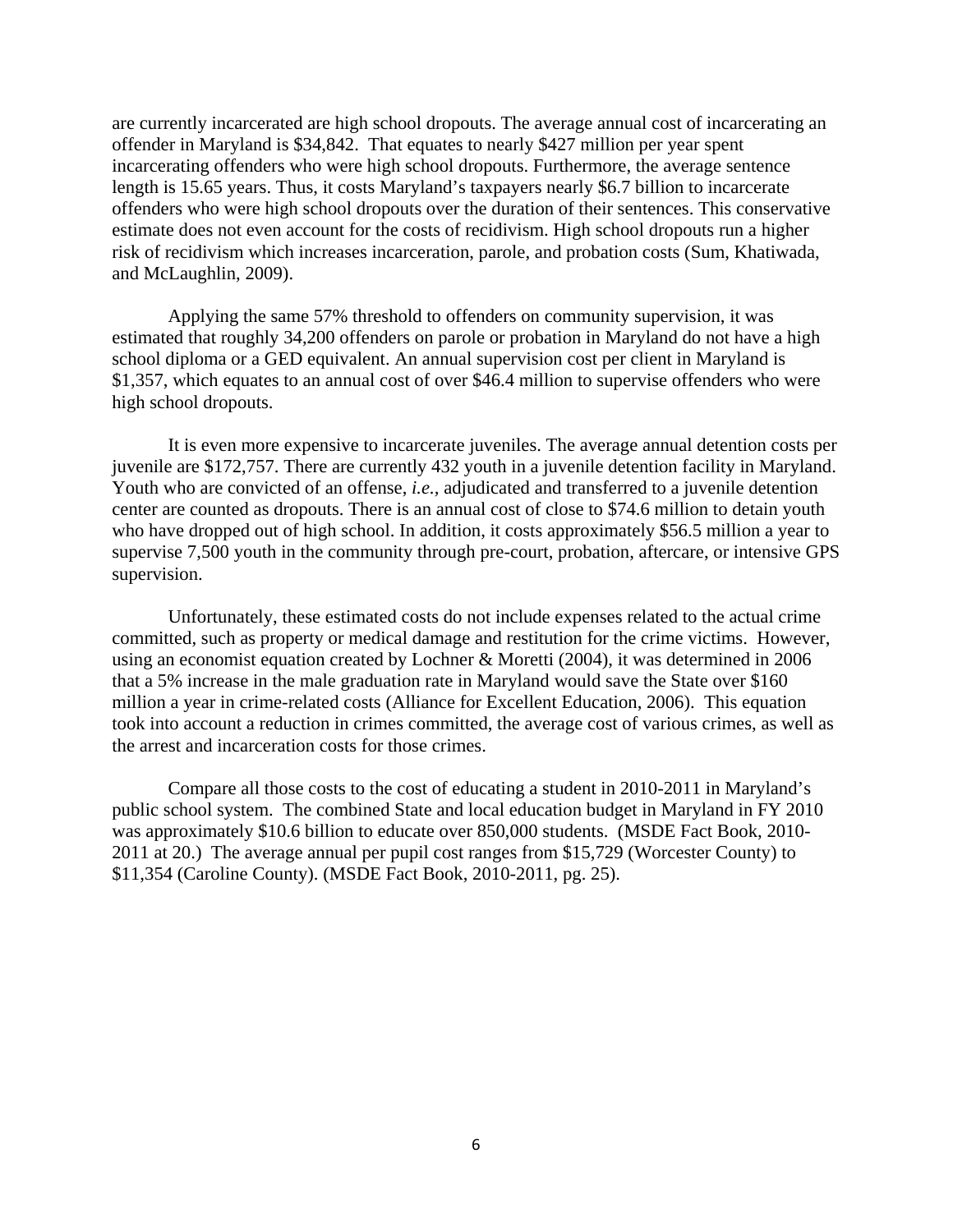are currently incarcerated are high school dropouts. The average annual cost of incarcerating an offender in Maryland is $34,842. That equates to nearly $427 million per year spent incarcerating offenders who were high school dropouts. Furthermore, the average sentence length is 15.65 years. Thus, it costs Maryland's taxpayers nearly $6.7 billion to incarcerate offenders who were high school dropouts over the duration of their sentences. This conservative estimate does not even account for the costs of recidivism. High school dropouts run a higher risk of recidivism which increases incarceration, parole, and probation costs (Sum, Khatiwada, and McLaughlin, 2009).

Applying the same 57% threshold to offenders on community supervision, it was estimated that roughly 34,200 offenders on parole or probation in Maryland do not have a high school diploma or a GED equivalent. An annual supervision cost per client in Maryland is $1,357, which equates to an annual cost of over $46.4 million to supervise offenders who were high school dropouts.

It is even more expensive to incarcerate juveniles. The average annual detention costs per juvenile are $172,757. There are currently 432 youth in a juvenile detention facility in Maryland. Youth who are convicted of an offense, *i.e.*, adjudicated and transferred to a juvenile detention center are counted as dropouts. There is an annual cost of close to $74.6 million to detain youth who have dropped out of high school. In addition, it costs approximately $56.5 million a year to supervise 7,500 youth in the community through pre-court, probation, aftercare, or intensive GPS supervision.

Unfortunately, these estimated costs do not include expenses related to the actual crime committed, such as property or medical damage and restitution for the crime victims. However, using an economist equation created by Lochner & Moretti (2004), it was determined in 2006 that a 5% increase in the male graduation rate in Maryland would save the State over $160 million a year in crime-related costs (Alliance for Excellent Education, 2006). This equation took into account a reduction in crimes committed, the average cost of various crimes, as well as the arrest and incarceration costs for those crimes.

Compare all those costs to the cost of educating a student in 2010-2011 in Maryland's public school system. The combined State and local education budget in Maryland in FY 2010 was approximately $10.6 billion to educate over 850,000 students. (MSDE Fact Book, 2010-2011 at 20.) The average annual per pupil cost ranges from $15,729 (Worcester County) to $11,354 (Caroline County). (MSDE Fact Book, 2010-2011, pg. 25).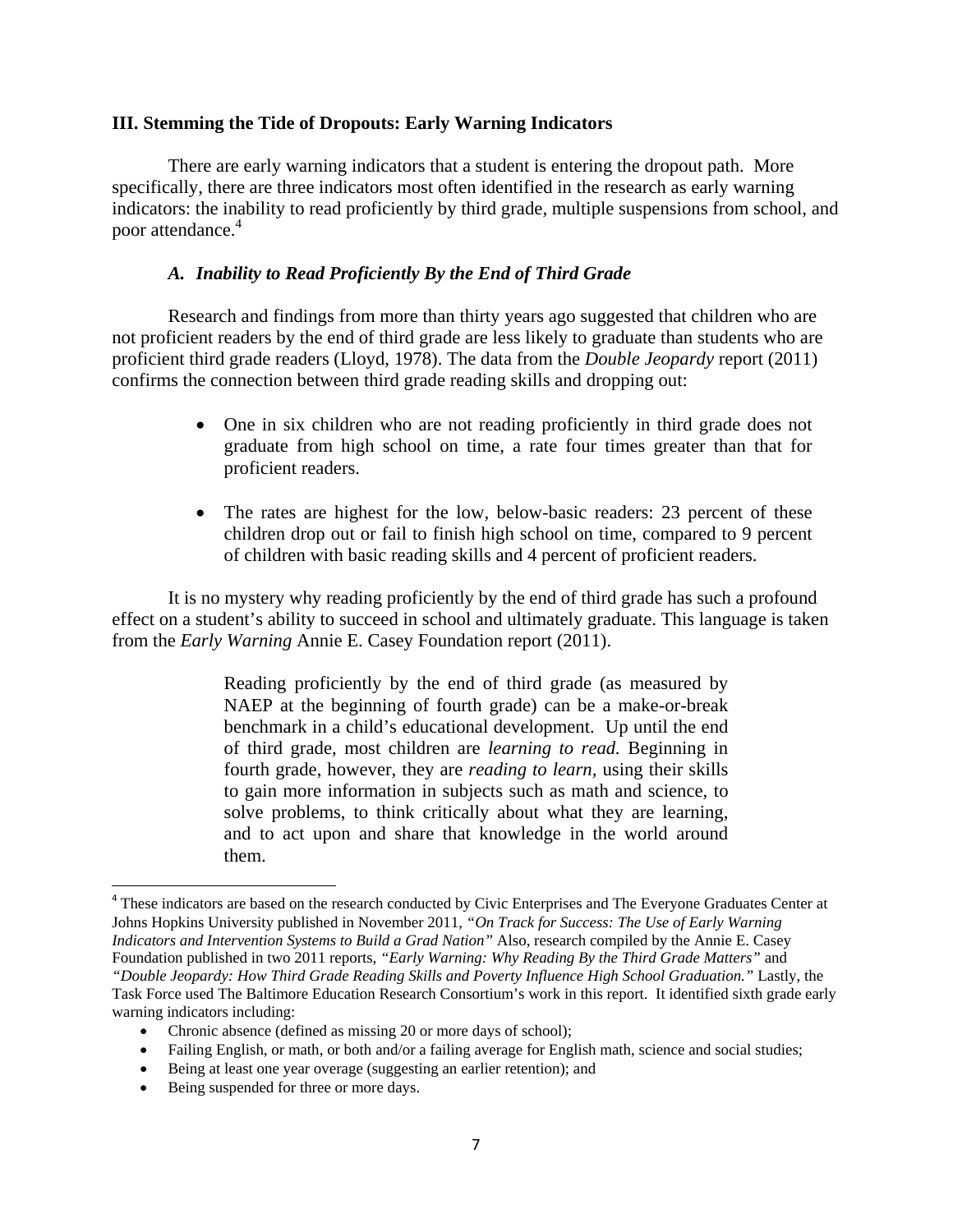## III. Stemming the Tide of Dropouts: Early Warning Indicators

There are early warning indicators that a student is entering the dropout path. More specifically, there are three indicators most often identified in the research as early warning indicators: the inability to read proficiently by third grade, multiple suspensions from school, and poor attendance.[4]

### *A. Inability to Read Proficiently By the End of Third Grade*

Research and findings from more than thirty years ago suggested that children who are not proficient readers by the end of third grade are less likely to graduate than students who are proficient third grade readers (Lloyd, 1978). The data from the *Double Jeopardy* report (2011) confirms the connection between third grade reading skills and dropping out:

- One in six children who are not reading proficiently in third grade does not graduate from high school on time, a rate four times greater than that for proficient readers.
- The rates are highest for the low, below-basic readers: 23 percent of these children drop out or fail to finish high school on time, compared to 9 percent of children with basic reading skills and 4 percent of proficient readers.

It is no mystery why reading proficiently by the end of third grade has such a profound effect on a student's ability to succeed in school and ultimately graduate. This language is taken from the *Early Warning* Annie E. Casey Foundation report (2011).

> Reading proficiently by the end of third grade (as measured by NAEP at the beginning of fourth grade) can be a make-or-break benchmark in a child's educational development. Up until the end of third grade, most children are *learning to read.* Beginning in fourth grade, however, they are *reading to learn,* using their skills to gain more information in subjects such as math and science, to solve problems, to think critically about what they are learning, and to act upon and share that knowledge in the world around them.

---

[4] These indicators are based on the research conducted by Civic Enterprises and The Everyone Graduates Center at Johns Hopkins University published in November 2011, *"On Track for Success: The Use of Early Warning Indicators and Intervention Systems to Build a Grad Nation"* Also, research compiled by the Annie E. Casey Foundation published in two 2011 reports, *"Early Warning: Why Reading By the Third Grade Matters"* and *"Double Jeopardy: How Third Grade Reading Skills and Poverty Influence High School Graduation."* Lastly, the Task Force used The Baltimore Education Research Consortium's work in this report. It identified sixth grade early warning indicators including:

- Chronic absence (defined as missing 20 or more days of school);
- Failing English, or math, or both and/or a failing average for English math, science and social studies;
- Being at least one year overage (suggesting an earlier retention); and
- Being suspended for three or more days.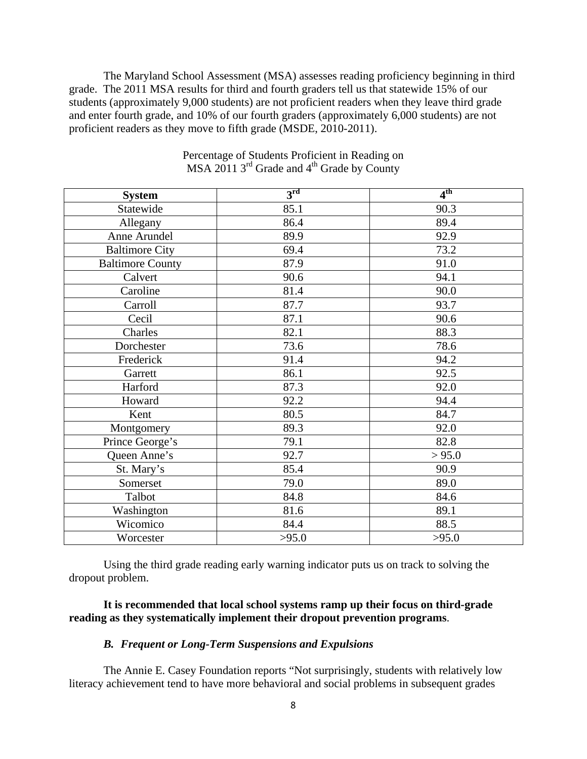The Maryland School Assessment (MSA) assesses reading proficiency beginning in third grade. The 2011 MSA results for third and fourth graders tell us that statewide 15% of our students (approximately 9,000 students) are not proficient readers when they leave third grade and enter fourth grade, and 10% of our fourth graders (approximately 6,000 students) are not proficient readers as they move to fifth grade (MSDE, 2010-2011).

Percentage of Students Proficient in Reading on MSA 2011 3rd Grade and 4th Grade by County

| System | 3rd | 4th |
|---|---|---|
| Statewide | 85.1 | 90.3 |
| Allegany | 86.4 | 89.4 |
| Anne Arundel | 89.9 | 92.9 |
| Baltimore City | 69.4 | 73.2 |
| Baltimore County | 87.9 | 91.0 |
| Calvert | 90.6 | 94.1 |
| Caroline | 81.4 | 90.0 |
| Carroll | 87.7 | 93.7 |
| Cecil | 87.1 | 90.6 |
| Charles | 82.1 | 88.3 |
| Dorchester | 73.6 | 78.6 |
| Frederick | 91.4 | 94.2 |
| Garrett | 86.1 | 92.5 |
| Harford | 87.3 | 92.0 |
| Howard | 92.2 | 94.4 |
| Kent | 80.5 | 84.7 |
| Montgomery | 89.3 | 92.0 |
| Prince George's | 79.1 | 82.8 |
| Queen Anne's | 92.7 | > 95.0 |
| St. Mary's | 85.4 | 90.9 |
| Somerset | 79.0 | 89.0 |
| Talbot | 84.8 | 84.6 |
| Washington | 81.6 | 89.1 |
| Wicomico | 84.4 | 88.5 |
| Worcester | >95.0 | >95.0 |

Using the third grade reading early warning indicator puts us on track to solving the dropout problem.

**It is recommended that local school systems ramp up their focus on third-grade reading as they systematically implement their dropout prevention programs**.

### *B. Frequent or Long-Term Suspensions and Expulsions*

The Annie E. Casey Foundation reports "Not surprisingly, students with relatively low literacy achievement tend to have more behavioral and social problems in subsequent grades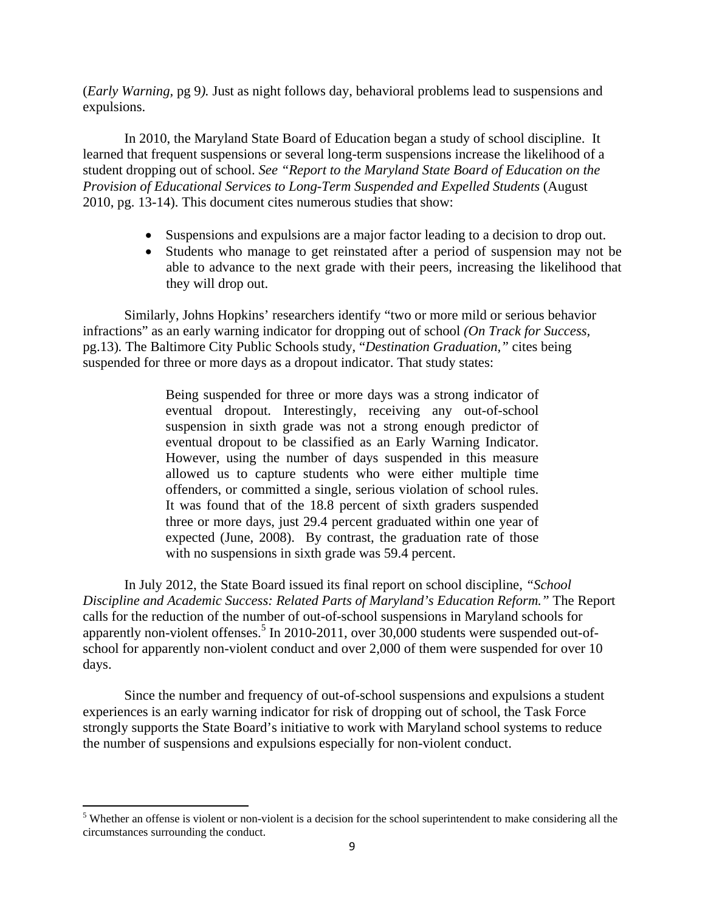(*Early Warning*, pg 9*).* Just as night follows day, behavioral problems lead to suspensions and expulsions.

In 2010, the Maryland State Board of Education began a study of school discipline. It learned that frequent suspensions or several long-term suspensions increase the likelihood of a student dropping out of school. *See "Report to the Maryland State Board of Education on the Provision of Educational Services to Long-Term Suspended and Expelled Students* (August 2010, pg. 13-14). This document cites numerous studies that show:

- Suspensions and expulsions are a major factor leading to a decision to drop out.
- Students who manage to get reinstated after a period of suspension may not be able to advance to the next grade with their peers, increasing the likelihood that they will drop out.

Similarly, Johns Hopkins' researchers identify "two or more mild or serious behavior infractions" as an early warning indicator for dropping out of school *(On Track for Success,* pg.13)*.* The Baltimore City Public Schools study, "*Destination Graduation,"* cites being suspended for three or more days as a dropout indicator. That study states:

> Being suspended for three or more days was a strong indicator of eventual dropout. Interestingly, receiving any out-of-school suspension in sixth grade was not a strong enough predictor of eventual dropout to be classified as an Early Warning Indicator. However, using the number of days suspended in this measure allowed us to capture students who were either multiple time offenders, or committed a single, serious violation of school rules. It was found that of the 18.8 percent of sixth graders suspended three or more days, just 29.4 percent graduated within one year of expected (June, 2008). By contrast, the graduation rate of those with no suspensions in sixth grade was 59.4 percent.

In July 2012, the State Board issued its final report on school discipline, *"School Discipline and Academic Success: Related Parts of Maryland's Education Reform."* The Report calls for the reduction of the number of out-of-school suspensions in Maryland schools for apparently non-violent offenses.[5] In 2010-2011, over 30,000 students were suspended out-of-school for apparently non-violent conduct and over 2,000 of them were suspended for over 10 days.

Since the number and frequency of out-of-school suspensions and expulsions a student experiences is an early warning indicator for risk of dropping out of school, the Task Force strongly supports the State Board's initiative to work with Maryland school systems to reduce the number of suspensions and expulsions especially for non-violent conduct.

[5] Whether an offense is violent or non-violent is a decision for the school superintendent to make considering all the circumstances surrounding the conduct.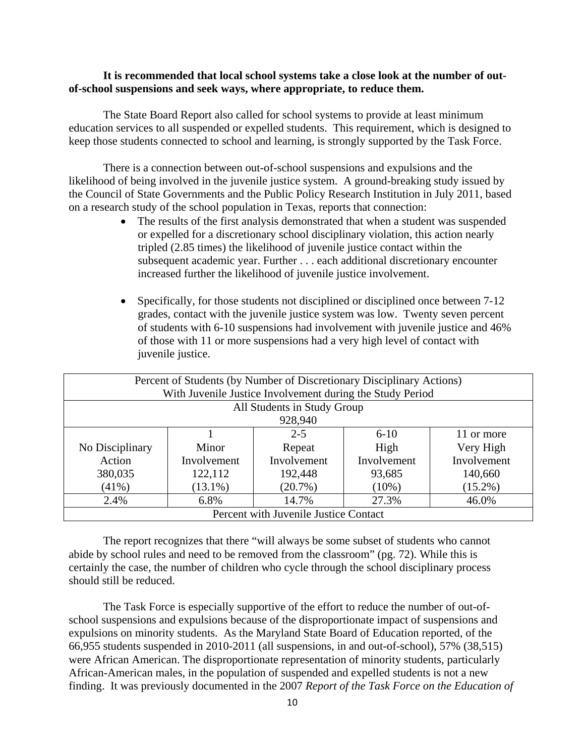**It is recommended that local school systems take a close look at the number of out-of-school suspensions and seek ways, where appropriate, to reduce them.**

The State Board Report also called for school systems to provide at least minimum education services to all suspended or expelled students. This requirement, which is designed to keep those students connected to school and learning, is strongly supported by the Task Force.

There is a connection between out-of-school suspensions and expulsions and the likelihood of being involved in the juvenile justice system. A ground-breaking study issued by the Council of State Governments and the Public Policy Research Institution in July 2011, based on a research study of the school population in Texas, reports that connection:

- The results of the first analysis demonstrated that when a student was suspended or expelled for a discretionary school disciplinary violation, this action nearly tripled (2.85 times) the likelihood of juvenile justice contact within the subsequent academic year. Further . . . each additional discretionary encounter increased further the likelihood of juvenile justice involvement.
- Specifically, for those students not disciplined or disciplined once between 7-12 grades, contact with the juvenile justice system was low. Twenty seven percent of students with 6-10 suspensions had involvement with juvenile justice and 46% of those with 11 or more suspensions had a very high level of contact with juvenile justice.

| Percent of Students (by Number of Discretionary Disciplinary Actions) With Juvenile Justice Involvement during the Study Period | | | | |
|---|---|---|---|---|
| All Students in Study Group 928,940 | | | | |
| No Disciplinary Action | 1 Minor Involvement | 2-5 Repeat Involvement | 6-10 High Involvement | 11 or more Very High Involvement |
| 380,035 (41%) | 122,112 (13.1%) | 192,448 (20.7%) | 93,685 (10%) | 140,660 (15.2%) |
| 2.4% | 6.8% | 14.7% | 27.3% | 46.0% |
| Percent with Juvenile Justice Contact | | | | |

The report recognizes that there "will always be some subset of students who cannot abide by school rules and need to be removed from the classroom" (pg. 72). While this is certainly the case, the number of children who cycle through the school disciplinary process should still be reduced.

The Task Force is especially supportive of the effort to reduce the number of out-of-school suspensions and expulsions because of the disproportionate impact of suspensions and expulsions on minority students. As the Maryland State Board of Education reported, of the 66,955 students suspended in 2010-2011 (all suspensions, in and out-of-school), 57% (38,515) were African American. The disproportionate representation of minority students, particularly African-American males, in the population of suspended and expelled students is not a new finding. It was previously documented in the 2007 *Report of the Task Force on the Education of*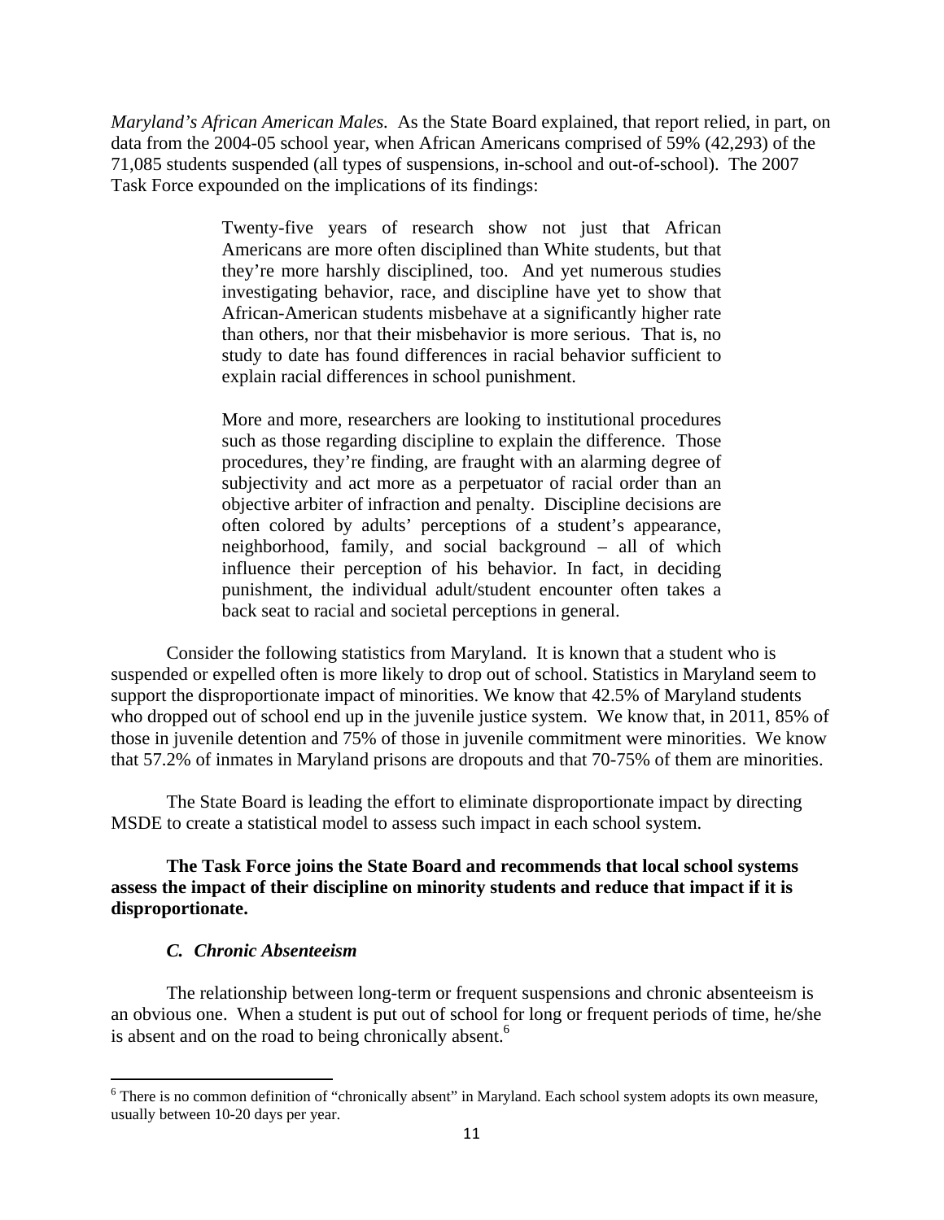*Maryland's African American Males.* As the State Board explained, that report relied, in part, on data from the 2004-05 school year, when African Americans comprised of 59% (42,293) of the 71,085 students suspended (all types of suspensions, in-school and out-of-school). The 2007 Task Force expounded on the implications of its findings:

> Twenty-five years of research show not just that African Americans are more often disciplined than White students, but that they're more harshly disciplined, too. And yet numerous studies investigating behavior, race, and discipline have yet to show that African-American students misbehave at a significantly higher rate than others, nor that their misbehavior is more serious. That is, no study to date has found differences in racial behavior sufficient to explain racial differences in school punishment.
>
> More and more, researchers are looking to institutional procedures such as those regarding discipline to explain the difference. Those procedures, they're finding, are fraught with an alarming degree of subjectivity and act more as a perpetuator of racial order than an objective arbiter of infraction and penalty. Discipline decisions are often colored by adults' perceptions of a student's appearance, neighborhood, family, and social background – all of which influence their perception of his behavior. In fact, in deciding punishment, the individual adult/student encounter often takes a back seat to racial and societal perceptions in general.

Consider the following statistics from Maryland. It is known that a student who is suspended or expelled often is more likely to drop out of school. Statistics in Maryland seem to support the disproportionate impact of minorities. We know that 42.5% of Maryland students who dropped out of school end up in the juvenile justice system. We know that, in 2011, 85% of those in juvenile detention and 75% of those in juvenile commitment were minorities. We know that 57.2% of inmates in Maryland prisons are dropouts and that 70-75% of them are minorities.

The State Board is leading the effort to eliminate disproportionate impact by directing MSDE to create a statistical model to assess such impact in each school system.

**The Task Force joins the State Board and recommends that local school systems assess the impact of their discipline on minority students and reduce that impact if it is disproportionate.**

### *C. Chronic Absenteeism*

The relationship between long-term or frequent suspensions and chronic absenteeism is an obvious one. When a student is put out of school for long or frequent periods of time, he/she is absent and on the road to being chronically absent.[6]

---

[6] There is no common definition of "chronically absent" in Maryland. Each school system adopts its own measure, usually between 10-20 days per year.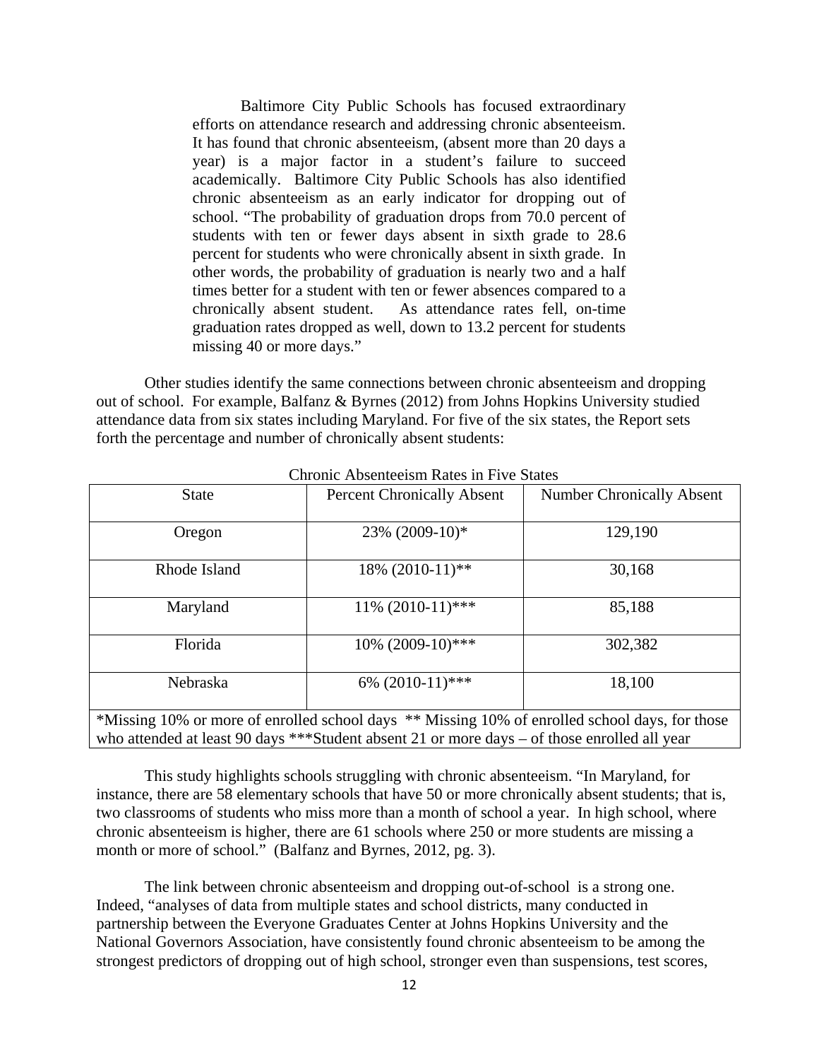> Baltimore City Public Schools has focused extraordinary efforts on attendance research and addressing chronic absenteeism. It has found that chronic absenteeism, (absent more than 20 days a year) is a major factor in a student's failure to succeed academically. Baltimore City Public Schools has also identified chronic absenteeism as an early indicator for dropping out of school. "The probability of graduation drops from 70.0 percent of students with ten or fewer days absent in sixth grade to 28.6 percent for students who were chronically absent in sixth grade. In other words, the probability of graduation is nearly two and a half times better for a student with ten or fewer absences compared to a chronically absent student. As attendance rates fell, on-time graduation rates dropped as well, down to 13.2 percent for students missing 40 or more days."

Other studies identify the same connections between chronic absenteeism and dropping out of school. For example, Balfanz & Byrnes (2012) from Johns Hopkins University studied attendance data from six states including Maryland. For five of the six states, the Report sets forth the percentage and number of chronically absent students:

Chronic Absenteeism Rates in Five States

| State | Percent Chronically Absent | Number Chronically Absent |
|---|---|---|
| Oregon | 23% (2009-10)* | 129,190 |
| Rhode Island | 18% (2010-11)** | 30,168 |
| Maryland | 11% (2010-11)*** | 85,188 |
| Florida | 10% (2009-10)*** | 302,382 |
| Nebraska | 6% (2010-11)*** | 18,100 |

*Missing 10% or more of enrolled school days ** Missing 10% of enrolled school days, for those who attended at least 90 days ***Student absent 21 or more days – of those enrolled all year

This study highlights schools struggling with chronic absenteeism. "In Maryland, for instance, there are 58 elementary schools that have 50 or more chronically absent students; that is, two classrooms of students who miss more than a month of school a year. In high school, where chronic absenteeism is higher, there are 61 schools where 250 or more students are missing a month or more of school." (Balfanz and Byrnes, 2012, pg. 3).

The link between chronic absenteeism and dropping out-of-school is a strong one. Indeed, "analyses of data from multiple states and school districts, many conducted in partnership between the Everyone Graduates Center at Johns Hopkins University and the National Governors Association, have consistently found chronic absenteeism to be among the strongest predictors of dropping out of high school, stronger even than suspensions, test scores,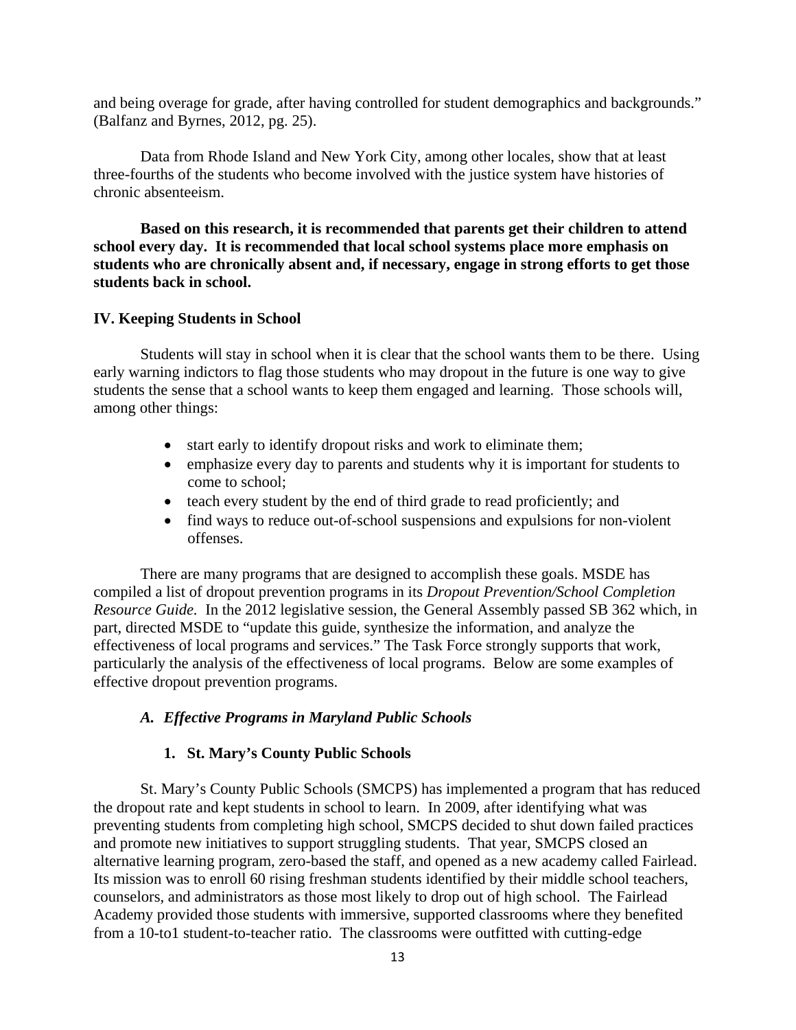and being overage for grade, after having controlled for student demographics and backgrounds." (Balfanz and Byrnes, 2012, pg. 25).

Data from Rhode Island and New York City, among other locales, show that at least three-fourths of the students who become involved with the justice system have histories of chronic absenteeism.

**Based on this research, it is recommended that parents get their children to attend school every day. It is recommended that local school systems place more emphasis on students who are chronically absent and, if necessary, engage in strong efforts to get those students back in school.**

## IV. Keeping Students in School

Students will stay in school when it is clear that the school wants them to be there. Using early warning indictors to flag those students who may dropout in the future is one way to give students the sense that a school wants to keep them engaged and learning. Those schools will, among other things:

- start early to identify dropout risks and work to eliminate them;
- emphasize every day to parents and students why it is important for students to come to school;
- teach every student by the end of third grade to read proficiently; and
- find ways to reduce out-of-school suspensions and expulsions for non-violent offenses.

There are many programs that are designed to accomplish these goals. MSDE has compiled a list of dropout prevention programs in its *Dropout Prevention/School Completion Resource Guide.* In the 2012 legislative session, the General Assembly passed SB 362 which, in part, directed MSDE to "update this guide, synthesize the information, and analyze the effectiveness of local programs and services." The Task Force strongly supports that work, particularly the analysis of the effectiveness of local programs. Below are some examples of effective dropout prevention programs.

### *A. Effective Programs in Maryland Public Schools*

#### 1. St. Mary's County Public Schools

St. Mary's County Public Schools (SMCPS) has implemented a program that has reduced the dropout rate and kept students in school to learn. In 2009, after identifying what was preventing students from completing high school, SMCPS decided to shut down failed practices and promote new initiatives to support struggling students. That year, SMCPS closed an alternative learning program, zero-based the staff, and opened as a new academy called Fairlead. Its mission was to enroll 60 rising freshman students identified by their middle school teachers, counselors, and administrators as those most likely to drop out of high school. The Fairlead Academy provided those students with immersive, supported classrooms where they benefited from a 10-to1 student-to-teacher ratio. The classrooms were outfitted with cutting-edge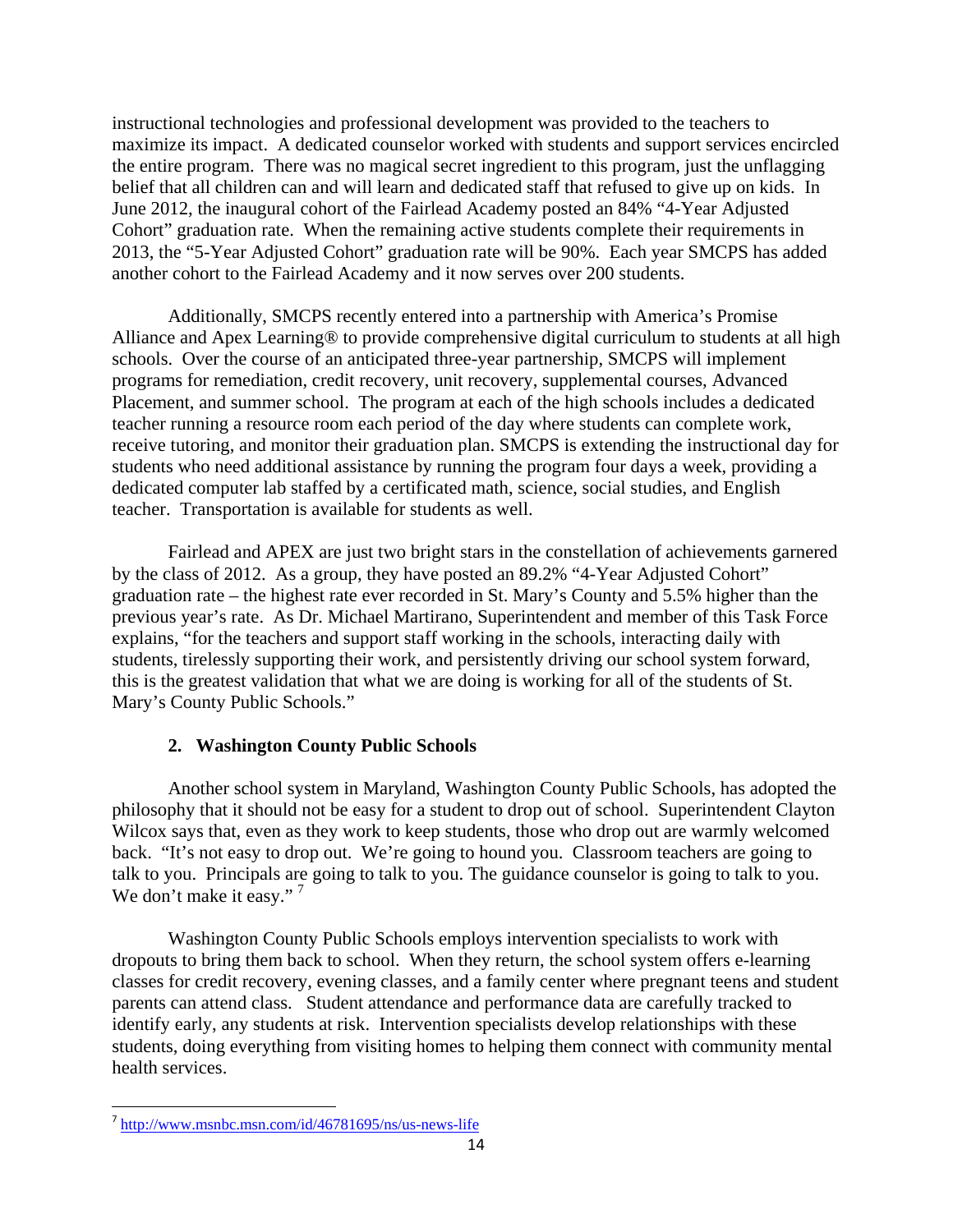instructional technologies and professional development was provided to the teachers to maximize its impact. A dedicated counselor worked with students and support services encircled the entire program. There was no magical secret ingredient to this program, just the unflagging belief that all children can and will learn and dedicated staff that refused to give up on kids. In June 2012, the inaugural cohort of the Fairlead Academy posted an 84% "4-Year Adjusted Cohort" graduation rate. When the remaining active students complete their requirements in 2013, the "5-Year Adjusted Cohort" graduation rate will be 90%. Each year SMCPS has added another cohort to the Fairlead Academy and it now serves over 200 students.

Additionally, SMCPS recently entered into a partnership with America's Promise Alliance and Apex Learning® to provide comprehensive digital curriculum to students at all high schools. Over the course of an anticipated three-year partnership, SMCPS will implement programs for remediation, credit recovery, unit recovery, supplemental courses, Advanced Placement, and summer school. The program at each of the high schools includes a dedicated teacher running a resource room each period of the day where students can complete work, receive tutoring, and monitor their graduation plan. SMCPS is extending the instructional day for students who need additional assistance by running the program four days a week, providing a dedicated computer lab staffed by a certificated math, science, social studies, and English teacher. Transportation is available for students as well.

Fairlead and APEX are just two bright stars in the constellation of achievements garnered by the class of 2012. As a group, they have posted an 89.2% "4-Year Adjusted Cohort" graduation rate – the highest rate ever recorded in St. Mary's County and 5.5% higher than the previous year's rate. As Dr. Michael Martirano, Superintendent and member of this Task Force explains, "for the teachers and support staff working in the schools, interacting daily with students, tirelessly supporting their work, and persistently driving our school system forward, this is the greatest validation that what we are doing is working for all of the students of St. Mary's County Public Schools."

### 2. Washington County Public Schools

Another school system in Maryland, Washington County Public Schools, has adopted the philosophy that it should not be easy for a student to drop out of school. Superintendent Clayton Wilcox says that, even as they work to keep students, those who drop out are warmly welcomed back. "It's not easy to drop out. We're going to hound you. Classroom teachers are going to talk to you. Principals are going to talk to you. The guidance counselor is going to talk to you. We don't make it easy." [7]

Washington County Public Schools employs intervention specialists to work with dropouts to bring them back to school. When they return, the school system offers e-learning classes for credit recovery, evening classes, and a family center where pregnant teens and student parents can attend class. Student attendance and performance data are carefully tracked to identify early, any students at risk. Intervention specialists develop relationships with these students, doing everything from visiting homes to helping them connect with community mental health services.

---

[7] http://www.msnbc.msn.com/id/46781695/ns/us-news-life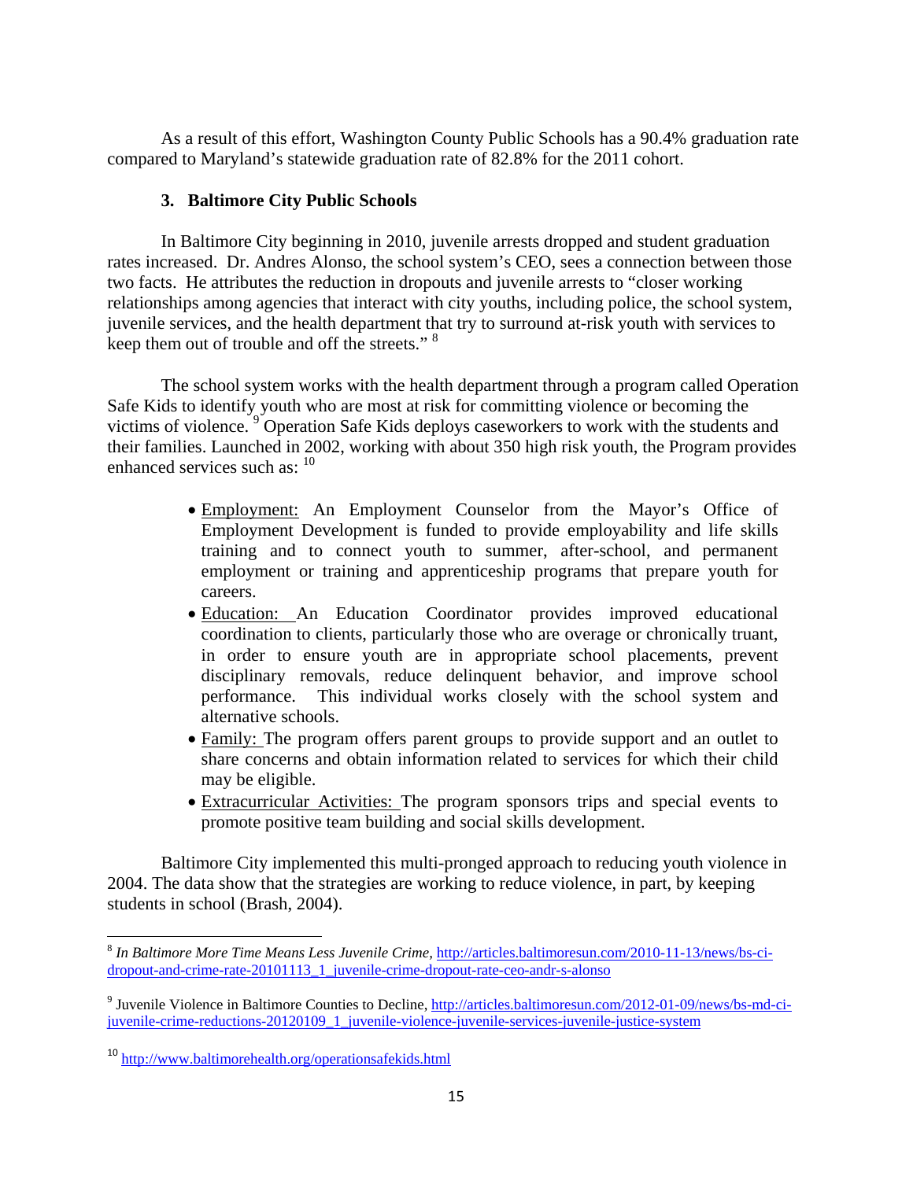As a result of this effort, Washington County Public Schools has a 90.4% graduation rate compared to Maryland's statewide graduation rate of 82.8% for the 2011 cohort.

### 3. Baltimore City Public Schools

In Baltimore City beginning in 2010, juvenile arrests dropped and student graduation rates increased. Dr. Andres Alonso, the school system's CEO, sees a connection between those two facts. He attributes the reduction in dropouts and juvenile arrests to "closer working relationships among agencies that interact with city youths, including police, the school system, juvenile services, and the health department that try to surround at-risk youth with services to keep them out of trouble and off the streets." [8]

The school system works with the health department through a program called Operation Safe Kids to identify youth who are most at risk for committing violence or becoming the victims of violence. [9] Operation Safe Kids deploys caseworkers to work with the students and their families. Launched in 2002, working with about 350 high risk youth, the Program provides enhanced services such as: [10]

- <u>Employment:</u> An Employment Counselor from the Mayor's Office of Employment Development is funded to provide employability and life skills training and to connect youth to summer, after-school, and permanent employment or training and apprenticeship programs that prepare youth for careers.
- <u>Education:</u> An Education Coordinator provides improved educational coordination to clients, particularly those who are overage or chronically truant, in order to ensure youth are in appropriate school placements, prevent disciplinary removals, reduce delinquent behavior, and improve school performance. This individual works closely with the school system and alternative schools.
- <u>Family:</u> The program offers parent groups to provide support and an outlet to share concerns and obtain information related to services for which their child may be eligible.
- <u>Extracurricular Activities:</u> The program sponsors trips and special events to promote positive team building and social skills development.

Baltimore City implemented this multi-pronged approach to reducing youth violence in 2004. The data show that the strategies are working to reduce violence, in part, by keeping students in school (Brash, 2004).

---

[8] *In Baltimore More Time Means Less Juvenile Crime*, http://articles.baltimoresun.com/2010-11-13/news/bs-ci-dropout-and-crime-rate-20101113_1_juvenile-crime-dropout-rate-ceo-andr-s-alonso

[9] Juvenile Violence in Baltimore Counties to Decline, http://articles.baltimoresun.com/2012-01-09/news/bs-md-ci-juvenile-crime-reductions-20120109_1_juvenile-violence-juvenile-services-juvenile-justice-system

[10] http://www.baltimorehealth.org/operationsafekids.html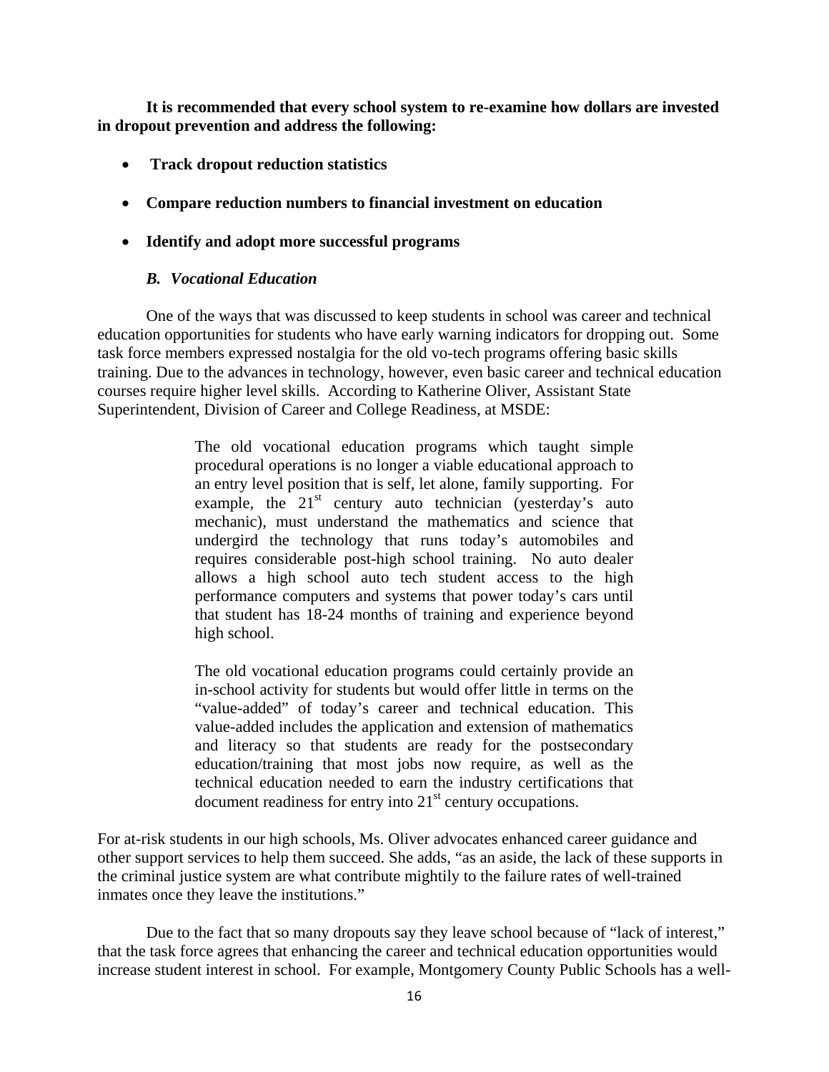**It is recommended that every school system to re-examine how dollars are invested in dropout prevention and address the following:**

- **Track dropout reduction statistics**
- **Compare reduction numbers to financial investment on education**
- **Identify and adopt more successful programs**

### *B. Vocational Education*

One of the ways that was discussed to keep students in school was career and technical education opportunities for students who have early warning indicators for dropping out. Some task force members expressed nostalgia for the old vo-tech programs offering basic skills training. Due to the advances in technology, however, even basic career and technical education courses require higher level skills. According to Katherine Oliver, Assistant State Superintendent, Division of Career and College Readiness, at MSDE:

> The old vocational education programs which taught simple procedural operations is no longer a viable educational approach to an entry level position that is self, let alone, family supporting. For example, the 21st century auto technician (yesterday's auto mechanic), must understand the mathematics and science that undergird the technology that runs today's automobiles and requires considerable post-high school training. No auto dealer allows a high school auto tech student access to the high performance computers and systems that power today's cars until that student has 18-24 months of training and experience beyond high school.
>
> The old vocational education programs could certainly provide an in-school activity for students but would offer little in terms on the "value-added" of today's career and technical education. This value-added includes the application and extension of mathematics and literacy so that students are ready for the postsecondary education/training that most jobs now require, as well as the technical education needed to earn the industry certifications that document readiness for entry into 21st century occupations.

For at-risk students in our high schools, Ms. Oliver advocates enhanced career guidance and other support services to help them succeed. She adds, "as an aside, the lack of these supports in the criminal justice system are what contribute mightily to the failure rates of well-trained inmates once they leave the institutions."

Due to the fact that so many dropouts say they leave school because of "lack of interest," that the task force agrees that enhancing the career and technical education opportunities would increase student interest in school. For example, Montgomery County Public Schools has a well-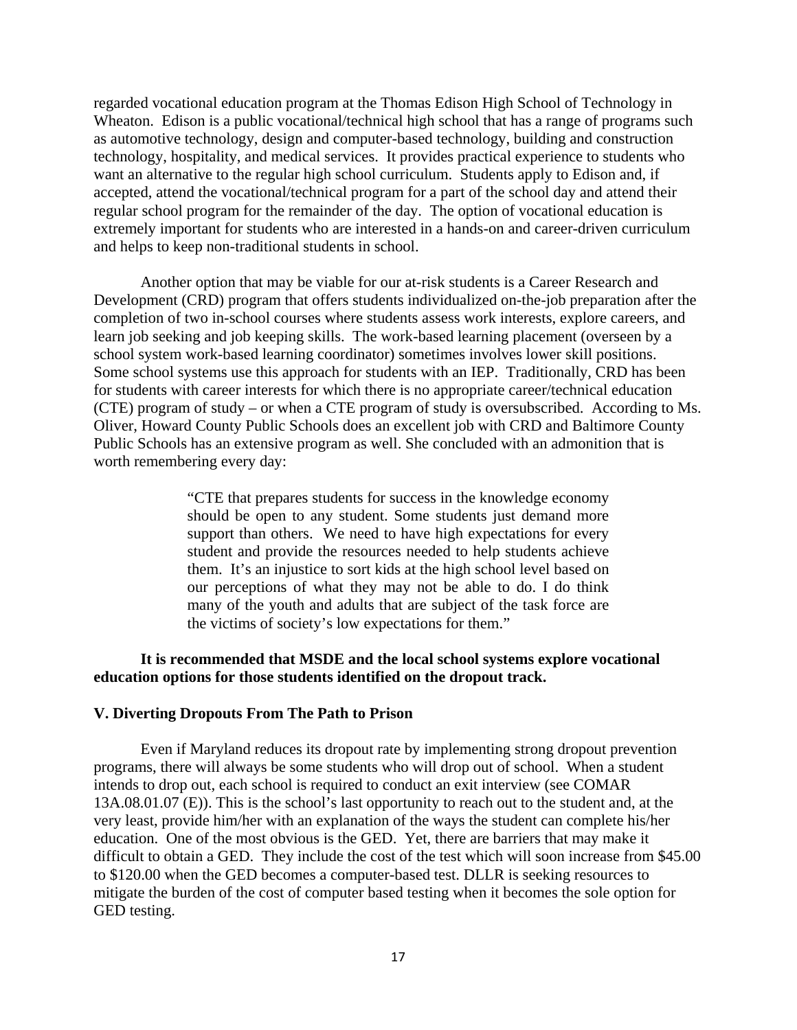regarded vocational education program at the Thomas Edison High School of Technology in Wheaton. Edison is a public vocational/technical high school that has a range of programs such as automotive technology, design and computer-based technology, building and construction technology, hospitality, and medical services. It provides practical experience to students who want an alternative to the regular high school curriculum. Students apply to Edison and, if accepted, attend the vocational/technical program for a part of the school day and attend their regular school program for the remainder of the day. The option of vocational education is extremely important for students who are interested in a hands-on and career-driven curriculum and helps to keep non-traditional students in school.

Another option that may be viable for our at-risk students is a Career Research and Development (CRD) program that offers students individualized on-the-job preparation after the completion of two in-school courses where students assess work interests, explore careers, and learn job seeking and job keeping skills. The work-based learning placement (overseen by a school system work-based learning coordinator) sometimes involves lower skill positions. Some school systems use this approach for students with an IEP. Traditionally, CRD has been for students with career interests for which there is no appropriate career/technical education (CTE) program of study – or when a CTE program of study is oversubscribed. According to Ms. Oliver, Howard County Public Schools does an excellent job with CRD and Baltimore County Public Schools has an extensive program as well. She concluded with an admonition that is worth remembering every day:

> "CTE that prepares students for success in the knowledge economy should be open to any student. Some students just demand more support than others. We need to have high expectations for every student and provide the resources needed to help students achieve them. It's an injustice to sort kids at the high school level based on our perceptions of what they may not be able to do. I do think many of the youth and adults that are subject of the task force are the victims of society's low expectations for them."

**It is recommended that MSDE and the local school systems explore vocational education options for those students identified on the dropout track.**

## V. Diverting Dropouts From The Path to Prison

Even if Maryland reduces its dropout rate by implementing strong dropout prevention programs, there will always be some students who will drop out of school. When a student intends to drop out, each school is required to conduct an exit interview (see COMAR 13A.08.01.07 (E)). This is the school's last opportunity to reach out to the student and, at the very least, provide him/her with an explanation of the ways the student can complete his/her education. One of the most obvious is the GED. Yet, there are barriers that may make it difficult to obtain a GED. They include the cost of the test which will soon increase from $45.00 to $120.00 when the GED becomes a computer-based test. DLLR is seeking resources to mitigate the burden of the cost of computer based testing when it becomes the sole option for GED testing.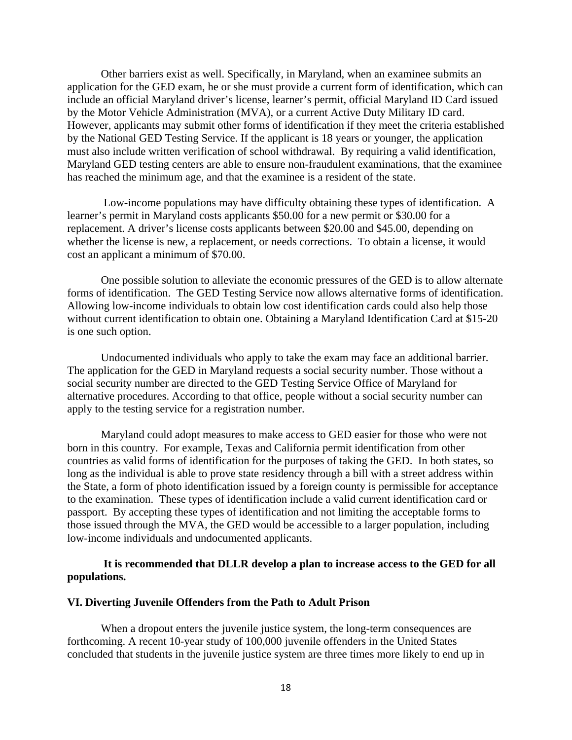Other barriers exist as well. Specifically, in Maryland, when an examinee submits an application for the GED exam, he or she must provide a current form of identification, which can include an official Maryland driver's license, learner's permit, official Maryland ID Card issued by the Motor Vehicle Administration (MVA), or a current Active Duty Military ID card. However, applicants may submit other forms of identification if they meet the criteria established by the National GED Testing Service. If the applicant is 18 years or younger, the application must also include written verification of school withdrawal. By requiring a valid identification, Maryland GED testing centers are able to ensure non-fraudulent examinations, that the examinee has reached the minimum age, and that the examinee is a resident of the state.

Low-income populations may have difficulty obtaining these types of identification. A learner's permit in Maryland costs applicants $50.00 for a new permit or $30.00 for a replacement. A driver's license costs applicants between $20.00 and $45.00, depending on whether the license is new, a replacement, or needs corrections. To obtain a license, it would cost an applicant a minimum of $70.00.

One possible solution to alleviate the economic pressures of the GED is to allow alternate forms of identification. The GED Testing Service now allows alternative forms of identification. Allowing low-income individuals to obtain low cost identification cards could also help those without current identification to obtain one. Obtaining a Maryland Identification Card at $15-20 is one such option.

Undocumented individuals who apply to take the exam may face an additional barrier. The application for the GED in Maryland requests a social security number. Those without a social security number are directed to the GED Testing Service Office of Maryland for alternative procedures. According to that office, people without a social security number can apply to the testing service for a registration number.

Maryland could adopt measures to make access to GED easier for those who were not born in this country. For example, Texas and California permit identification from other countries as valid forms of identification for the purposes of taking the GED. In both states, so long as the individual is able to prove state residency through a bill with a street address within the State, a form of photo identification issued by a foreign county is permissible for acceptance to the examination. These types of identification include a valid current identification card or passport. By accepting these types of identification and not limiting the acceptable forms to those issued through the MVA, the GED would be accessible to a larger population, including low-income individuals and undocumented applicants.

**It is recommended that DLLR develop a plan to increase access to the GED for all populations.**

## VI. Diverting Juvenile Offenders from the Path to Adult Prison

When a dropout enters the juvenile justice system, the long-term consequences are forthcoming. A recent 10-year study of 100,000 juvenile offenders in the United States concluded that students in the juvenile justice system are three times more likely to end up in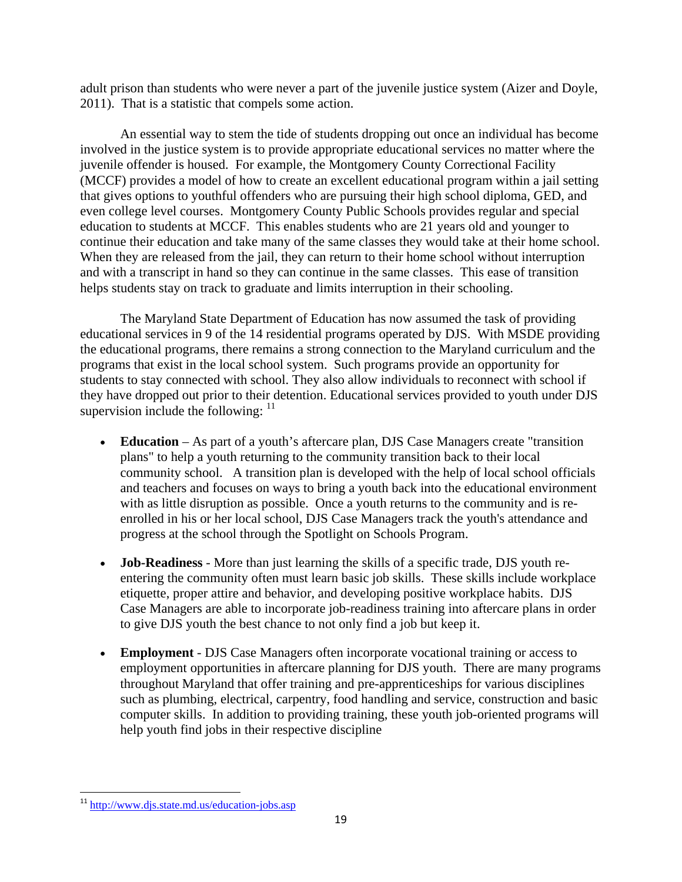adult prison than students who were never a part of the juvenile justice system (Aizer and Doyle, 2011). That is a statistic that compels some action.

An essential way to stem the tide of students dropping out once an individual has become involved in the justice system is to provide appropriate educational services no matter where the juvenile offender is housed. For example, the Montgomery County Correctional Facility (MCCF) provides a model of how to create an excellent educational program within a jail setting that gives options to youthful offenders who are pursuing their high school diploma, GED, and even college level courses. Montgomery County Public Schools provides regular and special education to students at MCCF. This enables students who are 21 years old and younger to continue their education and take many of the same classes they would take at their home school. When they are released from the jail, they can return to their home school without interruption and with a transcript in hand so they can continue in the same classes. This ease of transition helps students stay on track to graduate and limits interruption in their schooling.

The Maryland State Department of Education has now assumed the task of providing educational services in 9 of the 14 residential programs operated by DJS. With MSDE providing the educational programs, there remains a strong connection to the Maryland curriculum and the programs that exist in the local school system. Such programs provide an opportunity for students to stay connected with school. They also allow individuals to reconnect with school if they have dropped out prior to their detention. Educational services provided to youth under DJS supervision include the following: [11]

- **Education** – As part of a youth's aftercare plan, DJS Case Managers create "transition plans" to help a youth returning to the community transition back to their local community school. A transition plan is developed with the help of local school officials and teachers and focuses on ways to bring a youth back into the educational environment with as little disruption as possible. Once a youth returns to the community and is re-enrolled in his or her local school, DJS Case Managers track the youth's attendance and progress at the school through the Spotlight on Schools Program.

- **Job-Readiness** - More than just learning the skills of a specific trade, DJS youth re-entering the community often must learn basic job skills. These skills include workplace etiquette, proper attire and behavior, and developing positive workplace habits. DJS Case Managers are able to incorporate job-readiness training into aftercare plans in order to give DJS youth the best chance to not only find a job but keep it.

- **Employment** - DJS Case Managers often incorporate vocational training or access to employment opportunities in aftercare planning for DJS youth. There are many programs throughout Maryland that offer training and pre-apprenticeships for various disciplines such as plumbing, electrical, carpentry, food handling and service, construction and basic computer skills. In addition to providing training, these youth job-oriented programs will help youth find jobs in their respective discipline

[11] http://www.djs.state.md.us/education-jobs.asp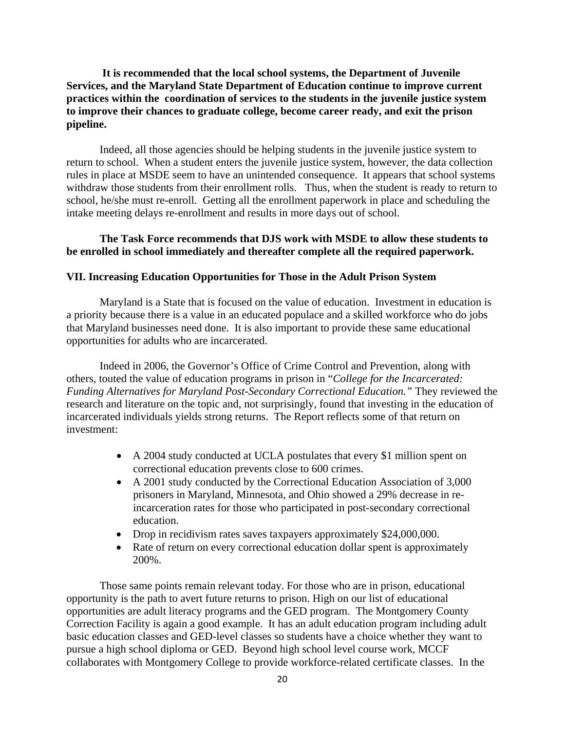**It is recommended that the local school systems, the Department of Juvenile Services, and the Maryland State Department of Education continue to improve current practices within the coordination of services to the students in the juvenile justice system to improve their chances to graduate college, become career ready, and exit the prison pipeline.**

Indeed, all those agencies should be helping students in the juvenile justice system to return to school. When a student enters the juvenile justice system, however, the data collection rules in place at MSDE seem to have an unintended consequence. It appears that school systems withdraw those students from their enrollment rolls. Thus, when the student is ready to return to school, he/she must re-enroll. Getting all the enrollment paperwork in place and scheduling the intake meeting delays re-enrollment and results in more days out of school.

**The Task Force recommends that DJS work with MSDE to allow these students to be enrolled in school immediately and thereafter complete all the required paperwork.**

## VII. Increasing Education Opportunities for Those in the Adult Prison System

Maryland is a State that is focused on the value of education. Investment in education is a priority because there is a value in an educated populace and a skilled workforce who do jobs that Maryland businesses need done. It is also important to provide these same educational opportunities for adults who are incarcerated.

Indeed in 2006, the Governor's Office of Crime Control and Prevention, along with others, touted the value of education programs in prison in "*College for the Incarcerated: Funding Alternatives for Maryland Post-Secondary Correctional Education.*" They reviewed the research and literature on the topic and, not surprisingly, found that investing in the education of incarcerated individuals yields strong returns. The Report reflects some of that return on investment:

- A 2004 study conducted at UCLA postulates that every \$1 million spent on correctional education prevents close to 600 crimes.
- A 2001 study conducted by the Correctional Education Association of 3,000 prisoners in Maryland, Minnesota, and Ohio showed a 29% decrease in re-incarceration rates for those who participated in post-secondary correctional education.
- Drop in recidivism rates saves taxpayers approximately \$24,000,000.
- Rate of return on every correctional education dollar spent is approximately 200%.

Those same points remain relevant today. For those who are in prison, educational opportunity is the path to avert future returns to prison. High on our list of educational opportunities are adult literacy programs and the GED program. The Montgomery County Correction Facility is again a good example. It has an adult education program including adult basic education classes and GED-level classes so students have a choice whether they want to pursue a high school diploma or GED. Beyond high school level course work, MCCF collaborates with Montgomery College to provide workforce-related certificate classes. In the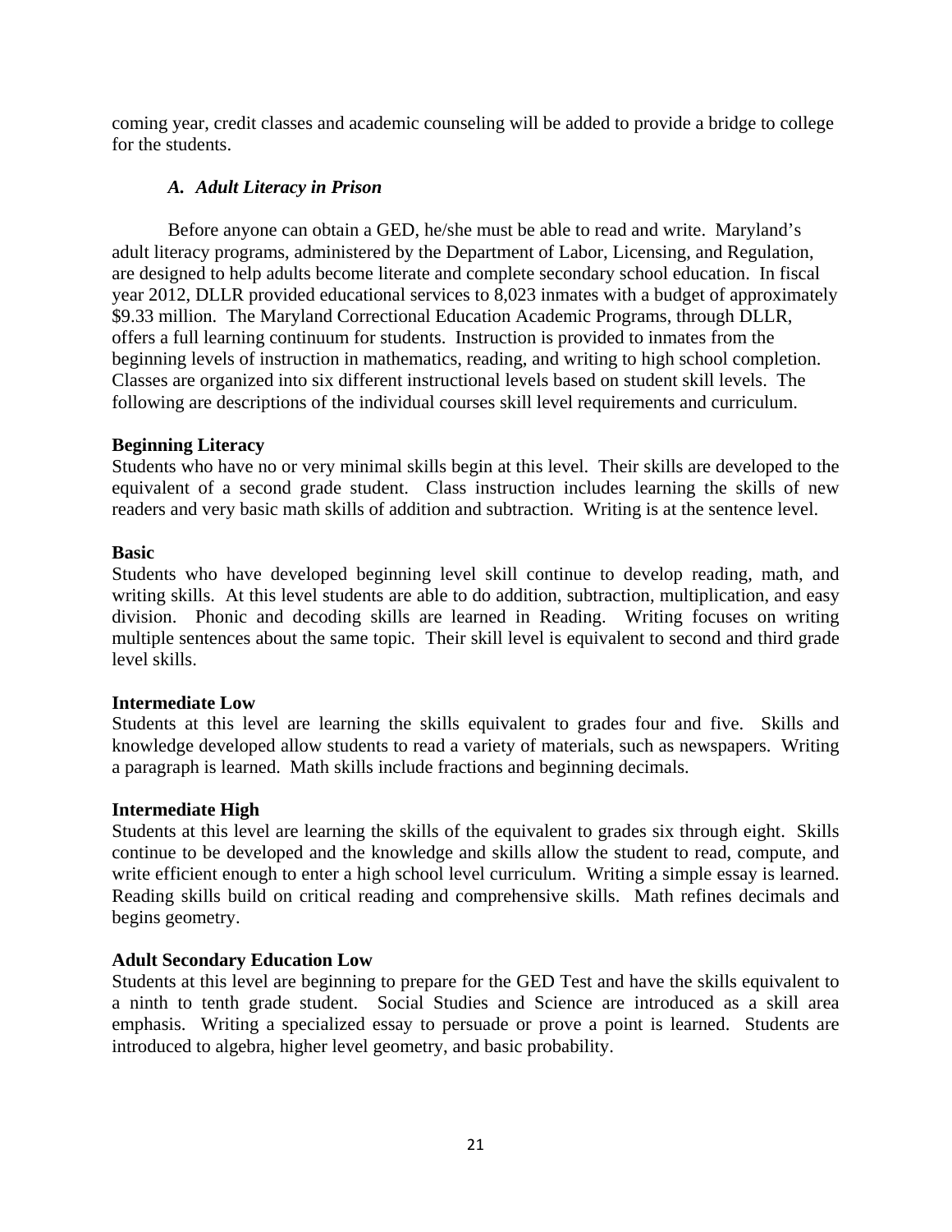coming year, credit classes and academic counseling will be added to provide a bridge to college for the students.

### *A. Adult Literacy in Prison*

Before anyone can obtain a GED, he/she must be able to read and write. Maryland's adult literacy programs, administered by the Department of Labor, Licensing, and Regulation, are designed to help adults become literate and complete secondary school education. In fiscal year 2012, DLLR provided educational services to 8,023 inmates with a budget of approximately \$9.33 million. The Maryland Correctional Education Academic Programs, through DLLR, offers a full learning continuum for students. Instruction is provided to inmates from the beginning levels of instruction in mathematics, reading, and writing to high school completion. Classes are organized into six different instructional levels based on student skill levels. The following are descriptions of the individual courses skill level requirements and curriculum.

**Beginning Literacy**

Students who have no or very minimal skills begin at this level. Their skills are developed to the equivalent of a second grade student. Class instruction includes learning the skills of new readers and very basic math skills of addition and subtraction. Writing is at the sentence level.

**Basic**

Students who have developed beginning level skill continue to develop reading, math, and writing skills. At this level students are able to do addition, subtraction, multiplication, and easy division. Phonic and decoding skills are learned in Reading. Writing focuses on writing multiple sentences about the same topic. Their skill level is equivalent to second and third grade level skills.

**Intermediate Low**

Students at this level are learning the skills equivalent to grades four and five. Skills and knowledge developed allow students to read a variety of materials, such as newspapers. Writing a paragraph is learned. Math skills include fractions and beginning decimals.

**Intermediate High**

Students at this level are learning the skills of the equivalent to grades six through eight. Skills continue to be developed and the knowledge and skills allow the student to read, compute, and write efficient enough to enter a high school level curriculum. Writing a simple essay is learned. Reading skills build on critical reading and comprehensive skills. Math refines decimals and begins geometry.

**Adult Secondary Education Low**

Students at this level are beginning to prepare for the GED Test and have the skills equivalent to a ninth to tenth grade student. Social Studies and Science are introduced as a skill area emphasis. Writing a specialized essay to persuade or prove a point is learned. Students are introduced to algebra, higher level geometry, and basic probability.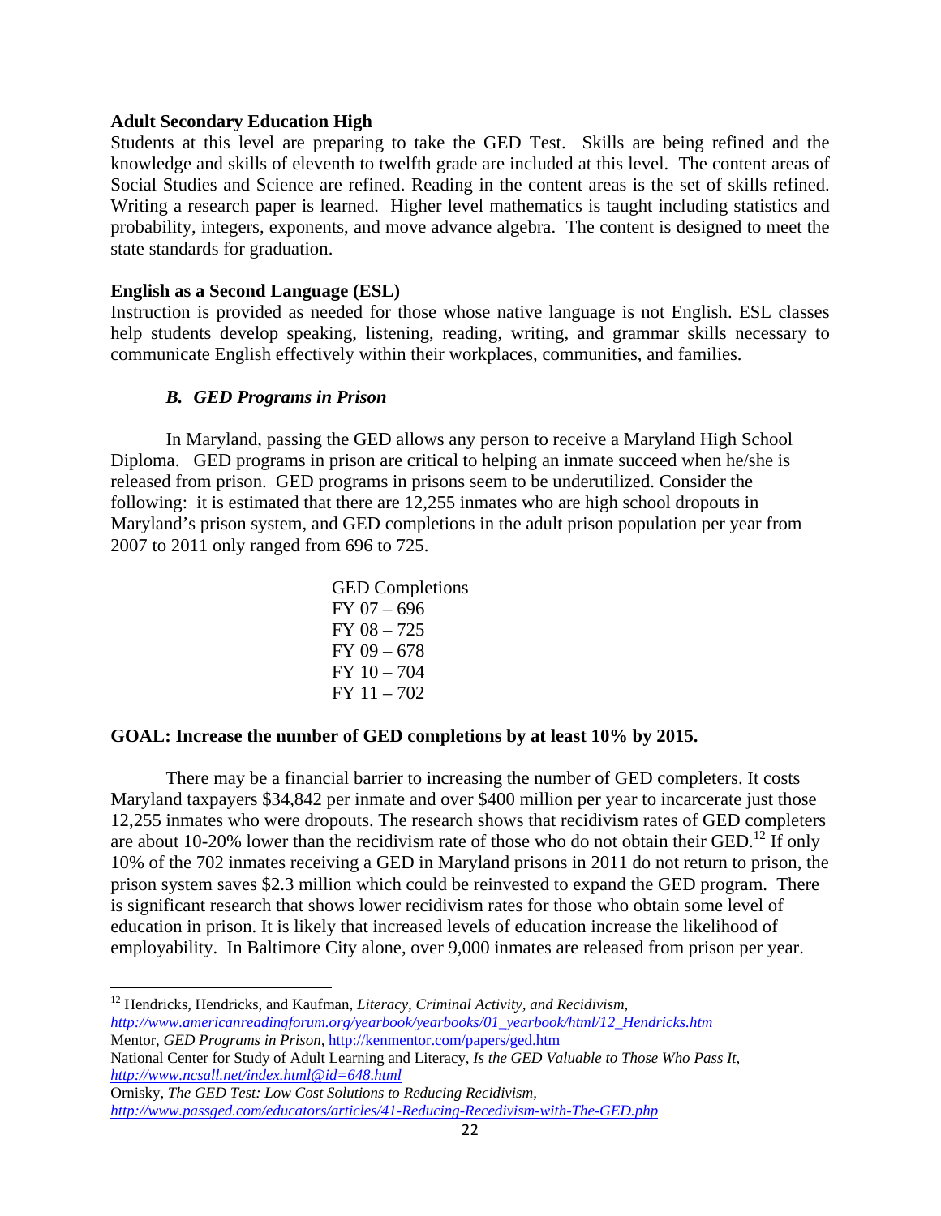**Adult Secondary Education High**

Students at this level are preparing to take the GED Test. Skills are being refined and the knowledge and skills of eleventh to twelfth grade are included at this level. The content areas of Social Studies and Science are refined. Reading in the content areas is the set of skills refined. Writing a research paper is learned. Higher level mathematics is taught including statistics and probability, integers, exponents, and move advance algebra. The content is designed to meet the state standards for graduation.

**English as a Second Language (ESL)**

Instruction is provided as needed for those whose native language is not English. ESL classes help students develop speaking, listening, reading, writing, and grammar skills necessary to communicate English effectively within their workplaces, communities, and families.

### *B. GED Programs in Prison*

In Maryland, passing the GED allows any person to receive a Maryland High School Diploma. GED programs in prison are critical to helping an inmate succeed when he/she is released from prison. GED programs in prisons seem to be underutilized. Consider the following: it is estimated that there are 12,255 inmates who are high school dropouts in Maryland's prison system, and GED completions in the adult prison population per year from 2007 to 2011 only ranged from 696 to 725.

GED Completions
FY 07 – 696
FY 08 – 725
FY 09 – 678
FY 10 – 704
FY 11 – 702

**GOAL: Increase the number of GED completions by at least 10% by 2015.**

There may be a financial barrier to increasing the number of GED completers. It costs Maryland taxpayers $34,842 per inmate and over $400 million per year to incarcerate just those 12,255 inmates who were dropouts. The research shows that recidivism rates of GED completers are about 10-20% lower than the recidivism rate of those who do not obtain their GED.[12] If only 10% of the 702 inmates receiving a GED in Maryland prisons in 2011 do not return to prison, the prison system saves $2.3 million which could be reinvested to expand the GED program. There is significant research that shows lower recidivism rates for those who obtain some level of education in prison. It is likely that increased levels of education increase the likelihood of employability. In Baltimore City alone, over 9,000 inmates are released from prison per year.

---

[12] Hendricks, Hendricks, and Kaufman, *Literacy, Criminal Activity, and Recidivism,* *http://www.americanreadingforum.org/yearbook/yearbooks/01_yearbook/html/12_Hendricks.htm*
Mentor, *GED Programs in Prison,* http://kenmentor.com/papers/ged.htm
National Center for Study of Adult Learning and Literacy, *Is the GED Valuable to Those Who Pass It,* *http://www.ncsall.net/index.html@id=648.html*
Ornisky, *The GED Test: Low Cost Solutions to Reducing Recidivism,* *http://www.passged.com/educators/articles/41-Reducing-Recedivism-with-The-GED.php*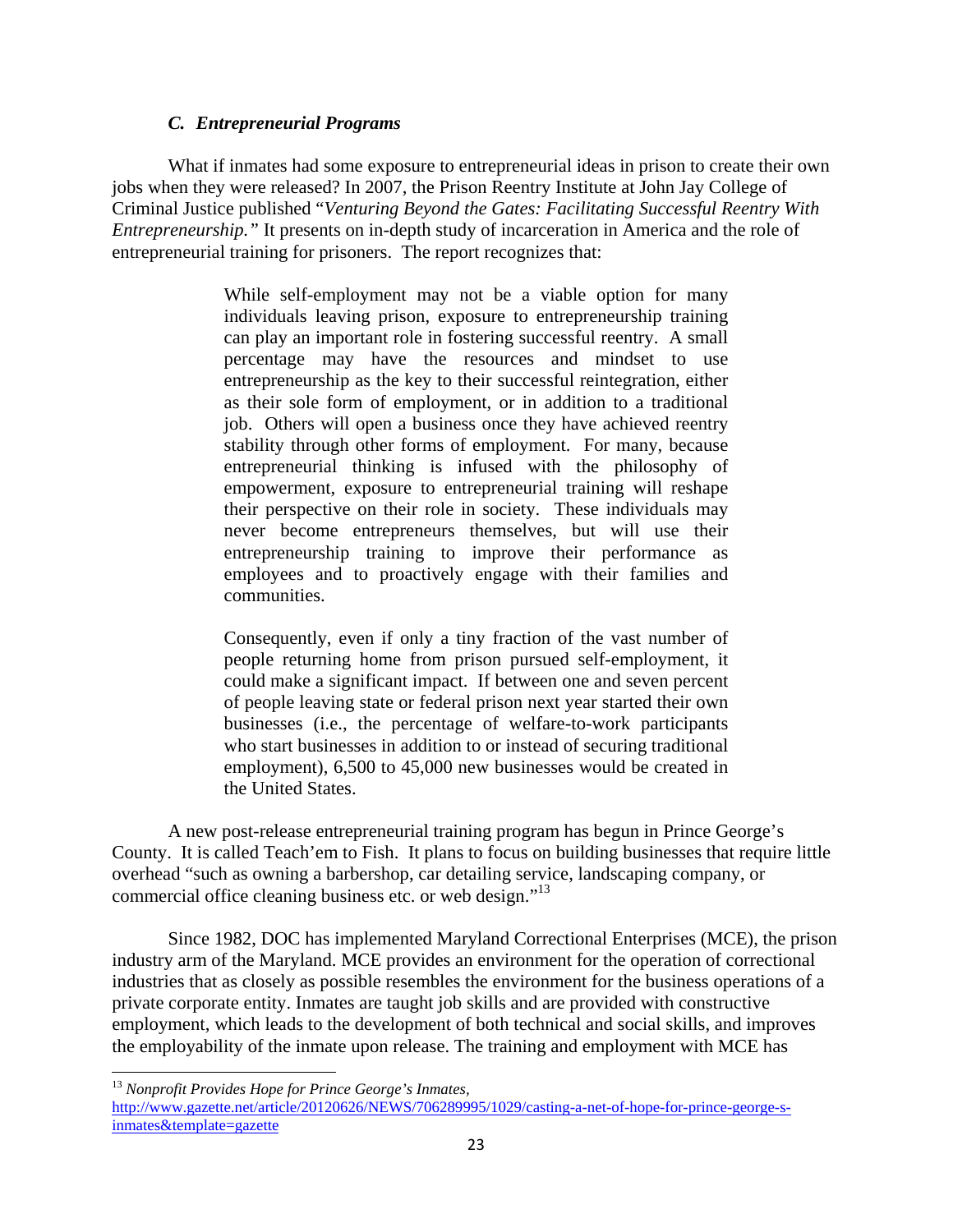### *C. Entrepreneurial Programs*

What if inmates had some exposure to entrepreneurial ideas in prison to create their own jobs when they were released? In 2007, the Prison Reentry Institute at John Jay College of Criminal Justice published "*Venturing Beyond the Gates: Facilitating Successful Reentry With Entrepreneurship.*" It presents on in-depth study of incarceration in America and the role of entrepreneurial training for prisoners. The report recognizes that:

> While self-employment may not be a viable option for many individuals leaving prison, exposure to entrepreneurship training can play an important role in fostering successful reentry. A small percentage may have the resources and mindset to use entrepreneurship as the key to their successful reintegration, either as their sole form of employment, or in addition to a traditional job. Others will open a business once they have achieved reentry stability through other forms of employment. For many, because entrepreneurial thinking is infused with the philosophy of empowerment, exposure to entrepreneurial training will reshape their perspective on their role in society. These individuals may never become entrepreneurs themselves, but will use their entrepreneurship training to improve their performance as employees and to proactively engage with their families and communities.
>
> Consequently, even if only a tiny fraction of the vast number of people returning home from prison pursued self-employment, it could make a significant impact. If between one and seven percent of people leaving state or federal prison next year started their own businesses (i.e., the percentage of welfare-to-work participants who start businesses in addition to or instead of securing traditional employment), 6,500 to 45,000 new businesses would be created in the United States.

A new post-release entrepreneurial training program has begun in Prince George's County. It is called Teach'em to Fish. It plans to focus on building businesses that require little overhead "such as owning a barbershop, car detailing service, landscaping company, or commercial office cleaning business etc. or web design."[13]

Since 1982, DOC has implemented Maryland Correctional Enterprises (MCE), the prison industry arm of the Maryland. MCE provides an environment for the operation of correctional industries that as closely as possible resembles the environment for the business operations of a private corporate entity. Inmates are taught job skills and are provided with constructive employment, which leads to the development of both technical and social skills, and improves the employability of the inmate upon release. The training and employment with MCE has

---

[13] *Nonprofit Provides Hope for Prince George's Inmates,* http://www.gazette.net/article/20120626/NEWS/706289995/1029/casting-a-net-of-hope-for-prince-george-s-inmates&template=gazette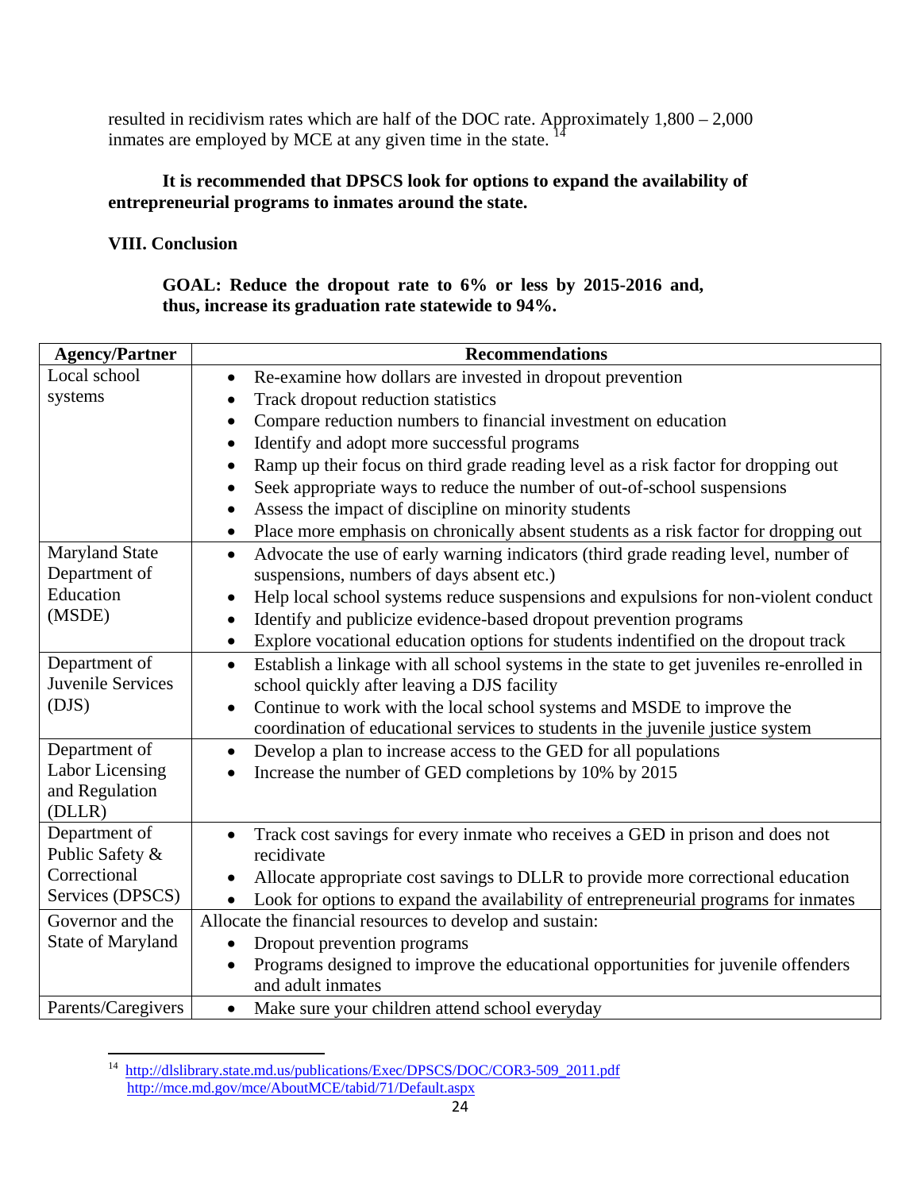resulted in recidivism rates which are half of the DOC rate. Approximately 1,800 – 2,000 inmates are employed by MCE at any given time in the state. [14]

**It is recommended that DPSCS look for options to expand the availability of entrepreneurial programs to inmates around the state.**

## VIII. Conclusion

**GOAL: Reduce the dropout rate to 6% or less by 2015-2016 and, thus, increase its graduation rate statewide to 94%.**

| Agency/Partner | Recommendations |
|---|---|
| Local school systems | • Re-examine how dollars are invested in dropout prevention<br>• Track dropout reduction statistics<br>• Compare reduction numbers to financial investment on education<br>• Identify and adopt more successful programs<br>• Ramp up their focus on third grade reading level as a risk factor for dropping out<br>• Seek appropriate ways to reduce the number of out-of-school suspensions<br>• Assess the impact of discipline on minority students<br>• Place more emphasis on chronically absent students as a risk factor for dropping out |
| Maryland State Department of Education (MSDE) | • Advocate the use of early warning indicators (third grade reading level, number of suspensions, numbers of days absent etc.)<br>• Help local school systems reduce suspensions and expulsions for non-violent conduct<br>• Identify and publicize evidence-based dropout prevention programs<br>• Explore vocational education options for students indentified on the dropout track |
| Department of Juvenile Services (DJS) | • Establish a linkage with all school systems in the state to get juveniles re-enrolled in school quickly after leaving a DJS facility<br>• Continue to work with the local school systems and MSDE to improve the coordination of educational services to students in the juvenile justice system |
| Department of Labor Licensing and Regulation (DLLR) | • Develop a plan to increase access to the GED for all populations<br>• Increase the number of GED completions by 10% by 2015 |
| Department of Public Safety & Correctional Services (DPSCS) | • Track cost savings for every inmate who receives a GED in prison and does not recidivate<br>• Allocate appropriate cost savings to DLLR to provide more correctional education<br>• Look for options to expand the availability of entrepreneurial programs for inmates |
| Governor and the State of Maryland | Allocate the financial resources to develop and sustain:<br>• Dropout prevention programs<br>• Programs designed to improve the educational opportunities for juvenile offenders and adult inmates |
| Parents/Caregivers | • Make sure your children attend school everyday |

[14] http://dlslibrary.state.md.us/publications/Exec/DPSCS/DOC/COR3-509_2011.pdf
http://mce.md.gov/mce/AboutMCE/tabid/71/Default.aspx